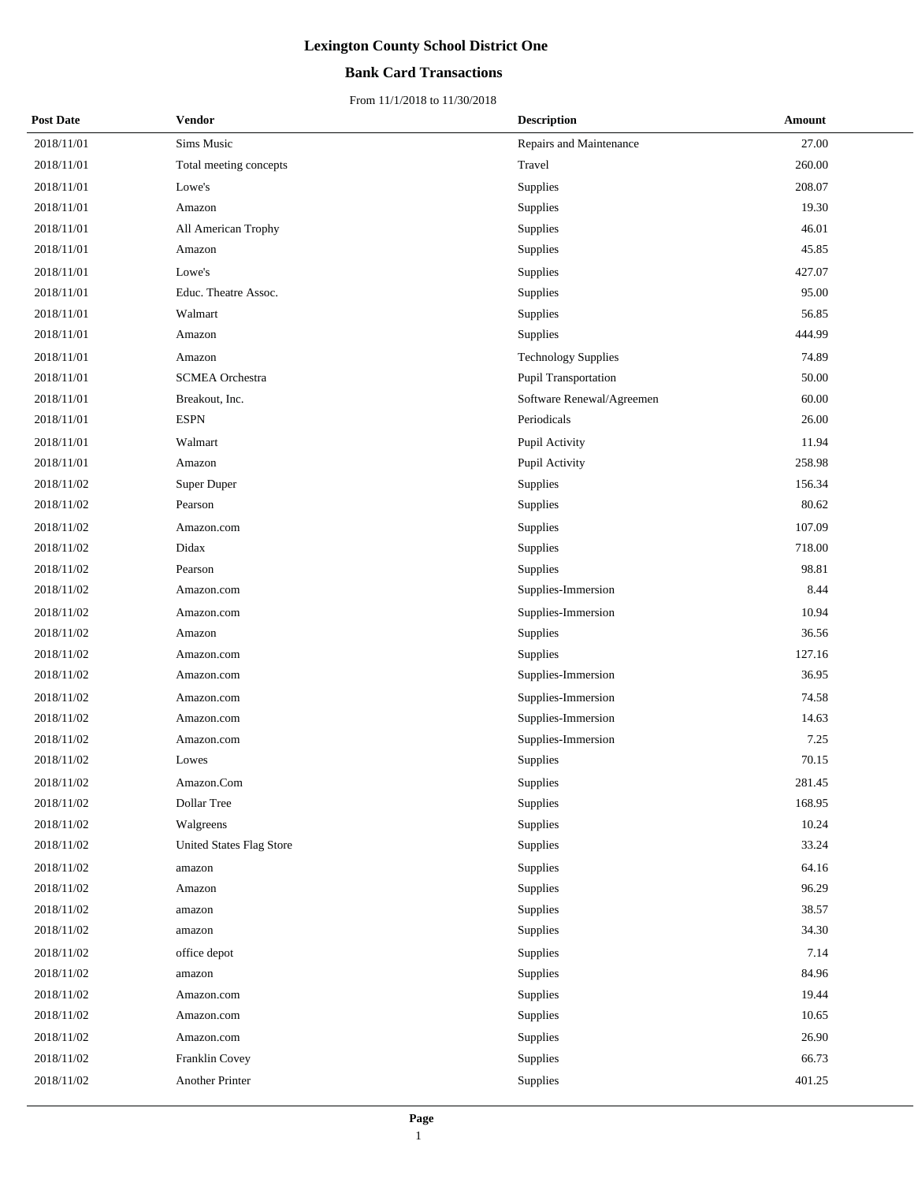# Lexington County School District One

## Bank Card Transactions

From 11/1/2018 to 11/30/2018

| Post Date | Vendor | Description | Amount |
|---|---|---|---|
| 2018/11/01 | Sims Music | Repairs and Maintenance | 27.00 |
| 2018/11/01 | Total meeting concepts | Travel | 260.00 |
| 2018/11/01 | Lowe's | Supplies | 208.07 |
| 2018/11/01 | Amazon | Supplies | 19.30 |
| 2018/11/01 | All American Trophy | Supplies | 46.01 |
| 2018/11/01 | Amazon | Supplies | 45.85 |
| 2018/11/01 | Lowe's | Supplies | 427.07 |
| 2018/11/01 | Educ. Theatre Assoc. | Supplies | 95.00 |
| 2018/11/01 | Walmart | Supplies | 56.85 |
| 2018/11/01 | Amazon | Supplies | 444.99 |
| 2018/11/01 | Amazon | Technology Supplies | 74.89 |
| 2018/11/01 | SCMEA Orchestra | Pupil Transportation | 50.00 |
| 2018/11/01 | Breakout, Inc. | Software Renewal/Agreemen | 60.00 |
| 2018/11/01 | ESPN | Periodicals | 26.00 |
| 2018/11/01 | Walmart | Pupil Activity | 11.94 |
| 2018/11/01 | Amazon | Pupil Activity | 258.98 |
| 2018/11/02 | Super Duper | Supplies | 156.34 |
| 2018/11/02 | Pearson | Supplies | 80.62 |
| 2018/11/02 | Amazon.com | Supplies | 107.09 |
| 2018/11/02 | Didax | Supplies | 718.00 |
| 2018/11/02 | Pearson | Supplies | 98.81 |
| 2018/11/02 | Amazon.com | Supplies-Immersion | 8.44 |
| 2018/11/02 | Amazon.com | Supplies-Immersion | 10.94 |
| 2018/11/02 | Amazon | Supplies | 36.56 |
| 2018/11/02 | Amazon.com | Supplies | 127.16 |
| 2018/11/02 | Amazon.com | Supplies-Immersion | 36.95 |
| 2018/11/02 | Amazon.com | Supplies-Immersion | 74.58 |
| 2018/11/02 | Amazon.com | Supplies-Immersion | 14.63 |
| 2018/11/02 | Amazon.com | Supplies-Immersion | 7.25 |
| 2018/11/02 | Lowes | Supplies | 70.15 |
| 2018/11/02 | Amazon.Com | Supplies | 281.45 |
| 2018/11/02 | Dollar Tree | Supplies | 168.95 |
| 2018/11/02 | Walgreens | Supplies | 10.24 |
| 2018/11/02 | United States Flag Store | Supplies | 33.24 |
| 2018/11/02 | amazon | Supplies | 64.16 |
| 2018/11/02 | Amazon | Supplies | 96.29 |
| 2018/11/02 | amazon | Supplies | 38.57 |
| 2018/11/02 | amazon | Supplies | 34.30 |
| 2018/11/02 | office depot | Supplies | 7.14 |
| 2018/11/02 | amazon | Supplies | 84.96 |
| 2018/11/02 | Amazon.com | Supplies | 19.44 |
| 2018/11/02 | Amazon.com | Supplies | 10.65 |
| 2018/11/02 | Amazon.com | Supplies | 26.90 |
| 2018/11/02 | Franklin Covey | Supplies | 66.73 |
| 2018/11/02 | Another Printer | Supplies | 401.25 |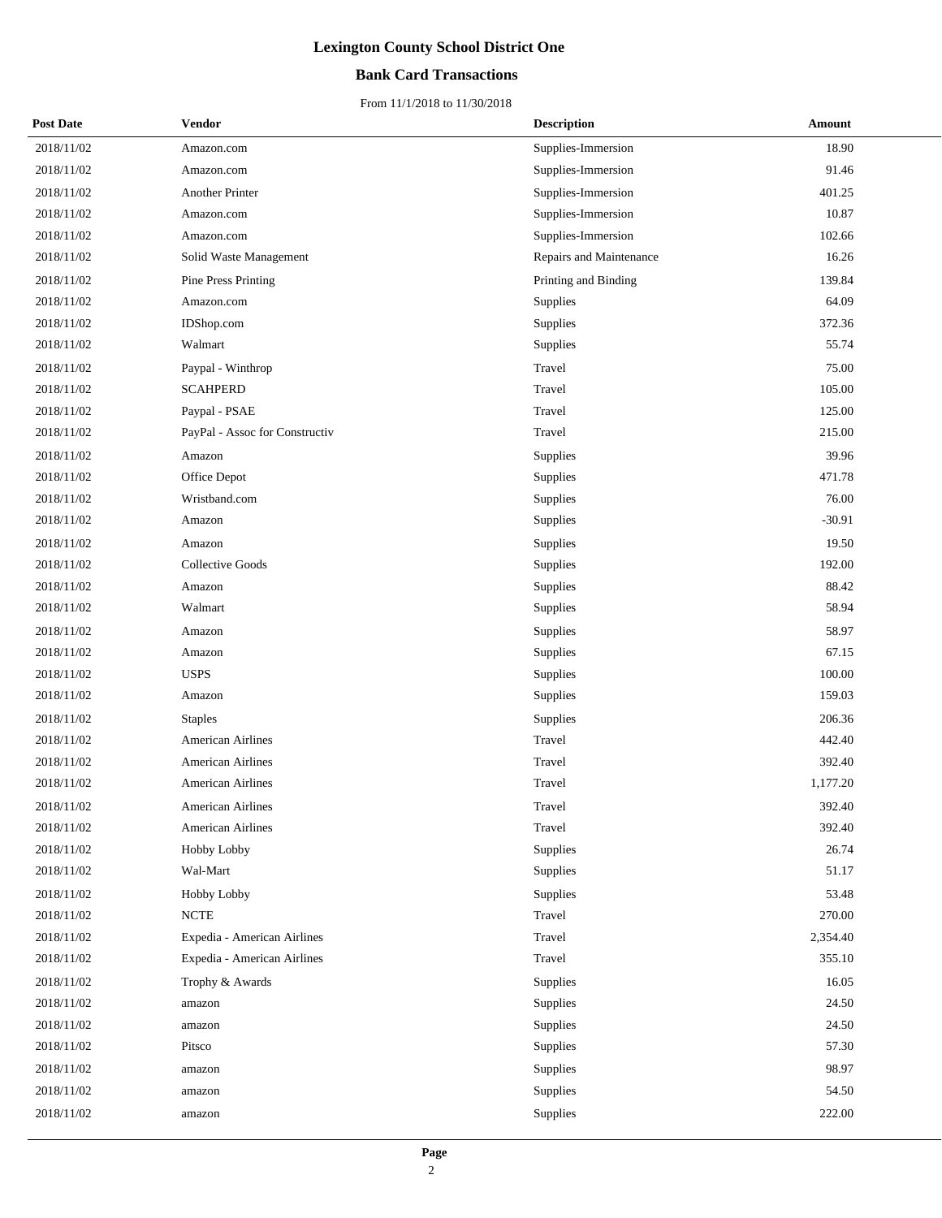# Lexington County School District One

## Bank Card Transactions

From 11/1/2018 to 11/30/2018

| Post Date | Vendor | Description | Amount |
|---|---|---|---|
| 2018/11/02 | Amazon.com | Supplies-Immersion | 18.90 |
| 2018/11/02 | Amazon.com | Supplies-Immersion | 91.46 |
| 2018/11/02 | Another Printer | Supplies-Immersion | 401.25 |
| 2018/11/02 | Amazon.com | Supplies-Immersion | 10.87 |
| 2018/11/02 | Amazon.com | Supplies-Immersion | 102.66 |
| 2018/11/02 | Solid Waste Management | Repairs and Maintenance | 16.26 |
| 2018/11/02 | Pine Press Printing | Printing and Binding | 139.84 |
| 2018/11/02 | Amazon.com | Supplies | 64.09 |
| 2018/11/02 | IDShop.com | Supplies | 372.36 |
| 2018/11/02 | Walmart | Supplies | 55.74 |
| 2018/11/02 | Paypal - Winthrop | Travel | 75.00 |
| 2018/11/02 | SCAHPERD | Travel | 105.00 |
| 2018/11/02 | Paypal - PSAE | Travel | 125.00 |
| 2018/11/02 | PayPal - Assoc for Constructiv | Travel | 215.00 |
| 2018/11/02 | Amazon | Supplies | 39.96 |
| 2018/11/02 | Office Depot | Supplies | 471.78 |
| 2018/11/02 | Wristband.com | Supplies | 76.00 |
| 2018/11/02 | Amazon | Supplies | -30.91 |
| 2018/11/02 | Amazon | Supplies | 19.50 |
| 2018/11/02 | Collective Goods | Supplies | 192.00 |
| 2018/11/02 | Amazon | Supplies | 88.42 |
| 2018/11/02 | Walmart | Supplies | 58.94 |
| 2018/11/02 | Amazon | Supplies | 58.97 |
| 2018/11/02 | Amazon | Supplies | 67.15 |
| 2018/11/02 | USPS | Supplies | 100.00 |
| 2018/11/02 | Amazon | Supplies | 159.03 |
| 2018/11/02 | Staples | Supplies | 206.36 |
| 2018/11/02 | American Airlines | Travel | 442.40 |
| 2018/11/02 | American Airlines | Travel | 392.40 |
| 2018/11/02 | American Airlines | Travel | 1,177.20 |
| 2018/11/02 | American Airlines | Travel | 392.40 |
| 2018/11/02 | American Airlines | Travel | 392.40 |
| 2018/11/02 | Hobby Lobby | Supplies | 26.74 |
| 2018/11/02 | Wal-Mart | Supplies | 51.17 |
| 2018/11/02 | Hobby Lobby | Supplies | 53.48 |
| 2018/11/02 | NCTE | Travel | 270.00 |
| 2018/11/02 | Expedia - American Airlines | Travel | 2,354.40 |
| 2018/11/02 | Expedia - American Airlines | Travel | 355.10 |
| 2018/11/02 | Trophy & Awards | Supplies | 16.05 |
| 2018/11/02 | amazon | Supplies | 24.50 |
| 2018/11/02 | amazon | Supplies | 24.50 |
| 2018/11/02 | Pitsco | Supplies | 57.30 |
| 2018/11/02 | amazon | Supplies | 98.97 |
| 2018/11/02 | amazon | Supplies | 54.50 |
| 2018/11/02 | amazon | Supplies | 222.00 |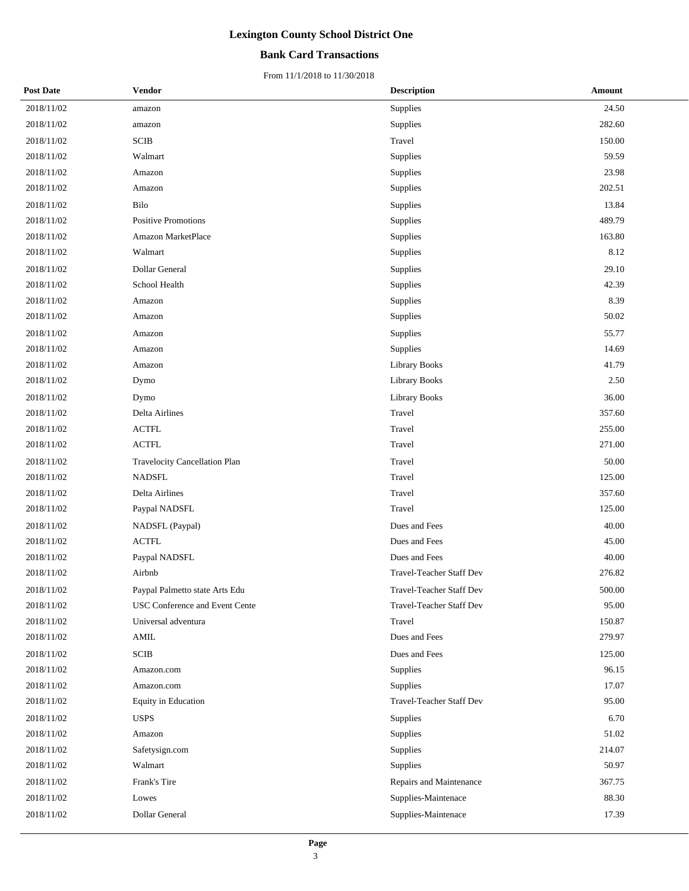# Lexington County School District One

## Bank Card Transactions

From 11/1/2018 to 11/30/2018

| Post Date | Vendor | Description | Amount |
|---|---|---|---|
| 2018/11/02 | amazon | Supplies | 24.50 |
| 2018/11/02 | amazon | Supplies | 282.60 |
| 2018/11/02 | SCIB | Travel | 150.00 |
| 2018/11/02 | Walmart | Supplies | 59.59 |
| 2018/11/02 | Amazon | Supplies | 23.98 |
| 2018/11/02 | Amazon | Supplies | 202.51 |
| 2018/11/02 | Bilo | Supplies | 13.84 |
| 2018/11/02 | Positive Promotions | Supplies | 489.79 |
| 2018/11/02 | Amazon MarketPlace | Supplies | 163.80 |
| 2018/11/02 | Walmart | Supplies | 8.12 |
| 2018/11/02 | Dollar General | Supplies | 29.10 |
| 2018/11/02 | School Health | Supplies | 42.39 |
| 2018/11/02 | Amazon | Supplies | 8.39 |
| 2018/11/02 | Amazon | Supplies | 50.02 |
| 2018/11/02 | Amazon | Supplies | 55.77 |
| 2018/11/02 | Amazon | Supplies | 14.69 |
| 2018/11/02 | Amazon | Library Books | 41.79 |
| 2018/11/02 | Dymo | Library Books | 2.50 |
| 2018/11/02 | Dymo | Library Books | 36.00 |
| 2018/11/02 | Delta Airlines | Travel | 357.60 |
| 2018/11/02 | ACTFL | Travel | 255.00 |
| 2018/11/02 | ACTFL | Travel | 271.00 |
| 2018/11/02 | Travelocity Cancellation Plan | Travel | 50.00 |
| 2018/11/02 | NADSFL | Travel | 125.00 |
| 2018/11/02 | Delta Airlines | Travel | 357.60 |
| 2018/11/02 | Paypal NADSFL | Travel | 125.00 |
| 2018/11/02 | NADSFL (Paypal) | Dues and Fees | 40.00 |
| 2018/11/02 | ACTFL | Dues and Fees | 45.00 |
| 2018/11/02 | Paypal NADSFL | Dues and Fees | 40.00 |
| 2018/11/02 | Airbnb | Travel-Teacher Staff Dev | 276.82 |
| 2018/11/02 | Paypal Palmetto state Arts Edu | Travel-Teacher Staff Dev | 500.00 |
| 2018/11/02 | USC Conference and Event Cente | Travel-Teacher Staff Dev | 95.00 |
| 2018/11/02 | Universal adventura | Travel | 150.87 |
| 2018/11/02 | AMIL | Dues and Fees | 279.97 |
| 2018/11/02 | SCIB | Dues and Fees | 125.00 |
| 2018/11/02 | Amazon.com | Supplies | 96.15 |
| 2018/11/02 | Amazon.com | Supplies | 17.07 |
| 2018/11/02 | Equity in Education | Travel-Teacher Staff Dev | 95.00 |
| 2018/11/02 | USPS | Supplies | 6.70 |
| 2018/11/02 | Amazon | Supplies | 51.02 |
| 2018/11/02 | Safetysign.com | Supplies | 214.07 |
| 2018/11/02 | Walmart | Supplies | 50.97 |
| 2018/11/02 | Frank's Tire | Repairs and Maintenance | 367.75 |
| 2018/11/02 | Lowes | Supplies-Maintenace | 88.30 |
| 2018/11/02 | Dollar General | Supplies-Maintenace | 17.39 |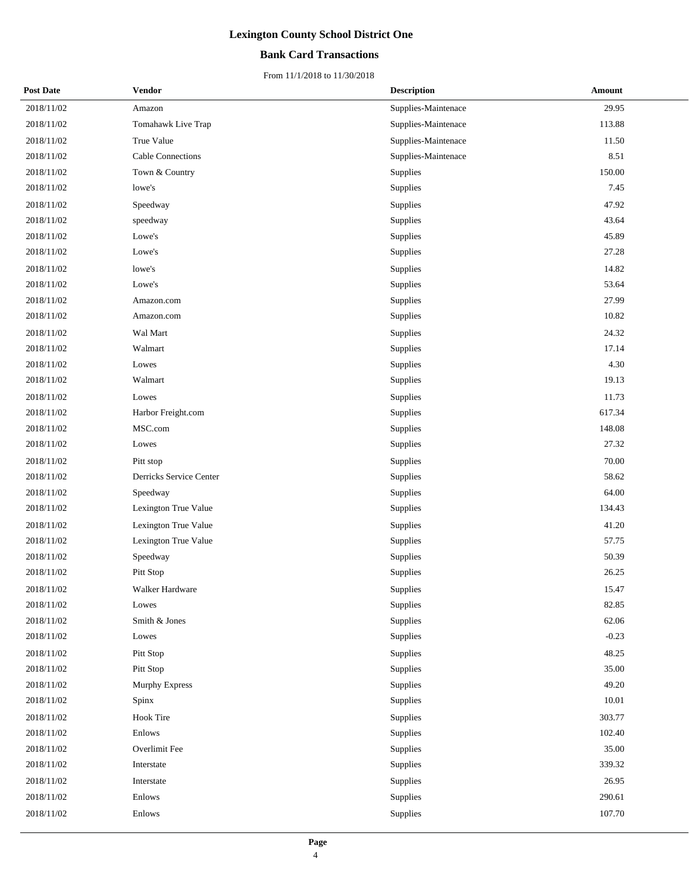# Lexington County School District One

## Bank Card Transactions

From 11/1/2018 to 11/30/2018

| Post Date | Vendor | Description | Amount |
|---|---|---|---|
| 2018/11/02 | Amazon | Supplies-Maintenace | 29.95 |
| 2018/11/02 | Tomahawk Live Trap | Supplies-Maintenace | 113.88 |
| 2018/11/02 | True Value | Supplies-Maintenace | 11.50 |
| 2018/11/02 | Cable Connections | Supplies-Maintenace | 8.51 |
| 2018/11/02 | Town & Country | Supplies | 150.00 |
| 2018/11/02 | lowe's | Supplies | 7.45 |
| 2018/11/02 | Speedway | Supplies | 47.92 |
| 2018/11/02 | speedway | Supplies | 43.64 |
| 2018/11/02 | Lowe's | Supplies | 45.89 |
| 2018/11/02 | Lowe's | Supplies | 27.28 |
| 2018/11/02 | lowe's | Supplies | 14.82 |
| 2018/11/02 | Lowe's | Supplies | 53.64 |
| 2018/11/02 | Amazon.com | Supplies | 27.99 |
| 2018/11/02 | Amazon.com | Supplies | 10.82 |
| 2018/11/02 | Wal Mart | Supplies | 24.32 |
| 2018/11/02 | Walmart | Supplies | 17.14 |
| 2018/11/02 | Lowes | Supplies | 4.30 |
| 2018/11/02 | Walmart | Supplies | 19.13 |
| 2018/11/02 | Lowes | Supplies | 11.73 |
| 2018/11/02 | Harbor Freight.com | Supplies | 617.34 |
| 2018/11/02 | MSC.com | Supplies | 148.08 |
| 2018/11/02 | Lowes | Supplies | 27.32 |
| 2018/11/02 | Pitt stop | Supplies | 70.00 |
| 2018/11/02 | Derricks Service Center | Supplies | 58.62 |
| 2018/11/02 | Speedway | Supplies | 64.00 |
| 2018/11/02 | Lexington True Value | Supplies | 134.43 |
| 2018/11/02 | Lexington True Value | Supplies | 41.20 |
| 2018/11/02 | Lexington True Value | Supplies | 57.75 |
| 2018/11/02 | Speedway | Supplies | 50.39 |
| 2018/11/02 | Pitt Stop | Supplies | 26.25 |
| 2018/11/02 | Walker Hardware | Supplies | 15.47 |
| 2018/11/02 | Lowes | Supplies | 82.85 |
| 2018/11/02 | Smith & Jones | Supplies | 62.06 |
| 2018/11/02 | Lowes | Supplies | -0.23 |
| 2018/11/02 | Pitt Stop | Supplies | 48.25 |
| 2018/11/02 | Pitt Stop | Supplies | 35.00 |
| 2018/11/02 | Murphy Express | Supplies | 49.20 |
| 2018/11/02 | Spinx | Supplies | 10.01 |
| 2018/11/02 | Hook Tire | Supplies | 303.77 |
| 2018/11/02 | Enlows | Supplies | 102.40 |
| 2018/11/02 | Overlimit Fee | Supplies | 35.00 |
| 2018/11/02 | Interstate | Supplies | 339.32 |
| 2018/11/02 | Interstate | Supplies | 26.95 |
| 2018/11/02 | Enlows | Supplies | 290.61 |
| 2018/11/02 | Enlows | Supplies | 107.70 |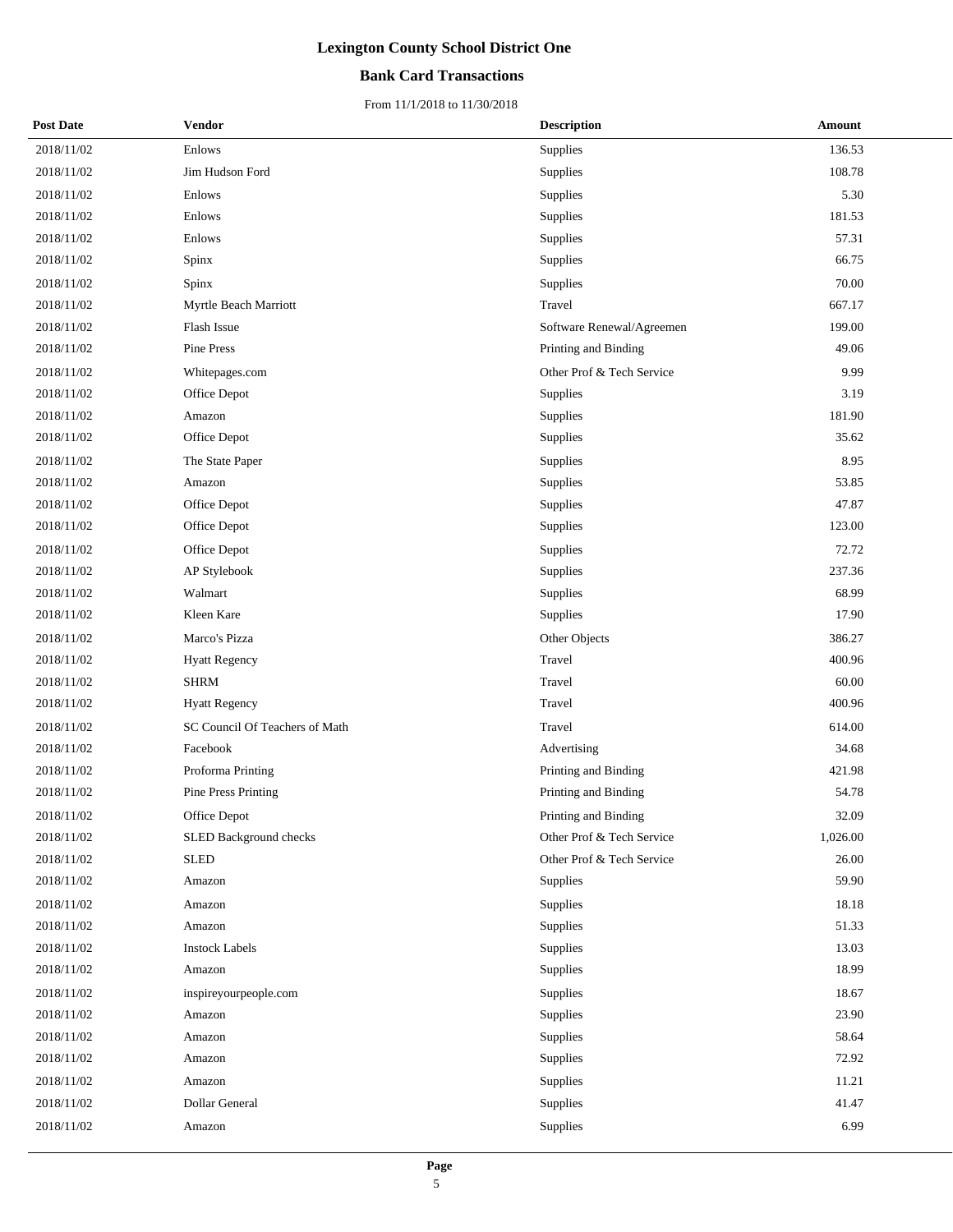# Lexington County School District One

## Bank Card Transactions

From 11/1/2018 to 11/30/2018

| Post Date | Vendor | Description | Amount |
|---|---|---|---|
| 2018/11/02 | Enlows | Supplies | 136.53 |
| 2018/11/02 | Jim Hudson Ford | Supplies | 108.78 |
| 2018/11/02 | Enlows | Supplies | 5.30 |
| 2018/11/02 | Enlows | Supplies | 181.53 |
| 2018/11/02 | Enlows | Supplies | 57.31 |
| 2018/11/02 | Spinx | Supplies | 66.75 |
| 2018/11/02 | Spinx | Supplies | 70.00 |
| 2018/11/02 | Myrtle Beach Marriott | Travel | 667.17 |
| 2018/11/02 | Flash Issue | Software Renewal/Agreemen | 199.00 |
| 2018/11/02 | Pine Press | Printing and Binding | 49.06 |
| 2018/11/02 | Whitepages.com | Other Prof & Tech Service | 9.99 |
| 2018/11/02 | Office Depot | Supplies | 3.19 |
| 2018/11/02 | Amazon | Supplies | 181.90 |
| 2018/11/02 | Office Depot | Supplies | 35.62 |
| 2018/11/02 | The State Paper | Supplies | 8.95 |
| 2018/11/02 | Amazon | Supplies | 53.85 |
| 2018/11/02 | Office Depot | Supplies | 47.87 |
| 2018/11/02 | Office Depot | Supplies | 123.00 |
| 2018/11/02 | Office Depot | Supplies | 72.72 |
| 2018/11/02 | AP Stylebook | Supplies | 237.36 |
| 2018/11/02 | Walmart | Supplies | 68.99 |
| 2018/11/02 | Kleen Kare | Supplies | 17.90 |
| 2018/11/02 | Marco's Pizza | Other Objects | 386.27 |
| 2018/11/02 | Hyatt Regency | Travel | 400.96 |
| 2018/11/02 | SHRM | Travel | 60.00 |
| 2018/11/02 | Hyatt Regency | Travel | 400.96 |
| 2018/11/02 | SC Council Of Teachers of Math | Travel | 614.00 |
| 2018/11/02 | Facebook | Advertising | 34.68 |
| 2018/11/02 | Proforma Printing | Printing and Binding | 421.98 |
| 2018/11/02 | Pine Press Printing | Printing and Binding | 54.78 |
| 2018/11/02 | Office Depot | Printing and Binding | 32.09 |
| 2018/11/02 | SLED Background checks | Other Prof & Tech Service | 1,026.00 |
| 2018/11/02 | SLED | Other Prof & Tech Service | 26.00 |
| 2018/11/02 | Amazon | Supplies | 59.90 |
| 2018/11/02 | Amazon | Supplies | 18.18 |
| 2018/11/02 | Amazon | Supplies | 51.33 |
| 2018/11/02 | Instock Labels | Supplies | 13.03 |
| 2018/11/02 | Amazon | Supplies | 18.99 |
| 2018/11/02 | inspireyourpeople.com | Supplies | 18.67 |
| 2018/11/02 | Amazon | Supplies | 23.90 |
| 2018/11/02 | Amazon | Supplies | 58.64 |
| 2018/11/02 | Amazon | Supplies | 72.92 |
| 2018/11/02 | Amazon | Supplies | 11.21 |
| 2018/11/02 | Dollar General | Supplies | 41.47 |
| 2018/11/02 | Amazon | Supplies | 6.99 |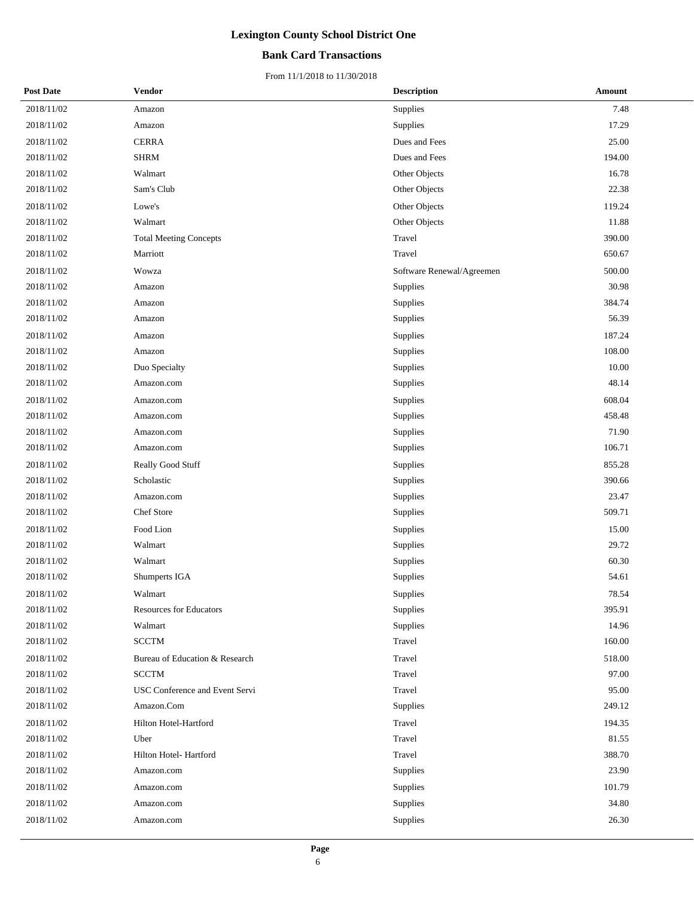# Lexington County School District One

## Bank Card Transactions

From 11/1/2018 to 11/30/2018

| Post Date | Vendor | Description | Amount |
|---|---|---|---|
| 2018/11/02 | Amazon | Supplies | 7.48 |
| 2018/11/02 | Amazon | Supplies | 17.29 |
| 2018/11/02 | CERRA | Dues and Fees | 25.00 |
| 2018/11/02 | SHRM | Dues and Fees | 194.00 |
| 2018/11/02 | Walmart | Other Objects | 16.78 |
| 2018/11/02 | Sam's Club | Other Objects | 22.38 |
| 2018/11/02 | Lowe's | Other Objects | 119.24 |
| 2018/11/02 | Walmart | Other Objects | 11.88 |
| 2018/11/02 | Total Meeting Concepts | Travel | 390.00 |
| 2018/11/02 | Marriott | Travel | 650.67 |
| 2018/11/02 | Wowza | Software Renewal/Agreemen | 500.00 |
| 2018/11/02 | Amazon | Supplies | 30.98 |
| 2018/11/02 | Amazon | Supplies | 384.74 |
| 2018/11/02 | Amazon | Supplies | 56.39 |
| 2018/11/02 | Amazon | Supplies | 187.24 |
| 2018/11/02 | Amazon | Supplies | 108.00 |
| 2018/11/02 | Duo Specialty | Supplies | 10.00 |
| 2018/11/02 | Amazon.com | Supplies | 48.14 |
| 2018/11/02 | Amazon.com | Supplies | 608.04 |
| 2018/11/02 | Amazon.com | Supplies | 458.48 |
| 2018/11/02 | Amazon.com | Supplies | 71.90 |
| 2018/11/02 | Amazon.com | Supplies | 106.71 |
| 2018/11/02 | Really Good Stuff | Supplies | 855.28 |
| 2018/11/02 | Scholastic | Supplies | 390.66 |
| 2018/11/02 | Amazon.com | Supplies | 23.47 |
| 2018/11/02 | Chef Store | Supplies | 509.71 |
| 2018/11/02 | Food Lion | Supplies | 15.00 |
| 2018/11/02 | Walmart | Supplies | 29.72 |
| 2018/11/02 | Walmart | Supplies | 60.30 |
| 2018/11/02 | Shumperts IGA | Supplies | 54.61 |
| 2018/11/02 | Walmart | Supplies | 78.54 |
| 2018/11/02 | Resources for Educators | Supplies | 395.91 |
| 2018/11/02 | Walmart | Supplies | 14.96 |
| 2018/11/02 | SCCTM | Travel | 160.00 |
| 2018/11/02 | Bureau of Education & Research | Travel | 518.00 |
| 2018/11/02 | SCCTM | Travel | 97.00 |
| 2018/11/02 | USC Conference and Event Servi | Travel | 95.00 |
| 2018/11/02 | Amazon.Com | Supplies | 249.12 |
| 2018/11/02 | Hilton Hotel-Hartford | Travel | 194.35 |
| 2018/11/02 | Uber | Travel | 81.55 |
| 2018/11/02 | Hilton Hotel- Hartford | Travel | 388.70 |
| 2018/11/02 | Amazon.com | Supplies | 23.90 |
| 2018/11/02 | Amazon.com | Supplies | 101.79 |
| 2018/11/02 | Amazon.com | Supplies | 34.80 |
| 2018/11/02 | Amazon.com | Supplies | 26.30 |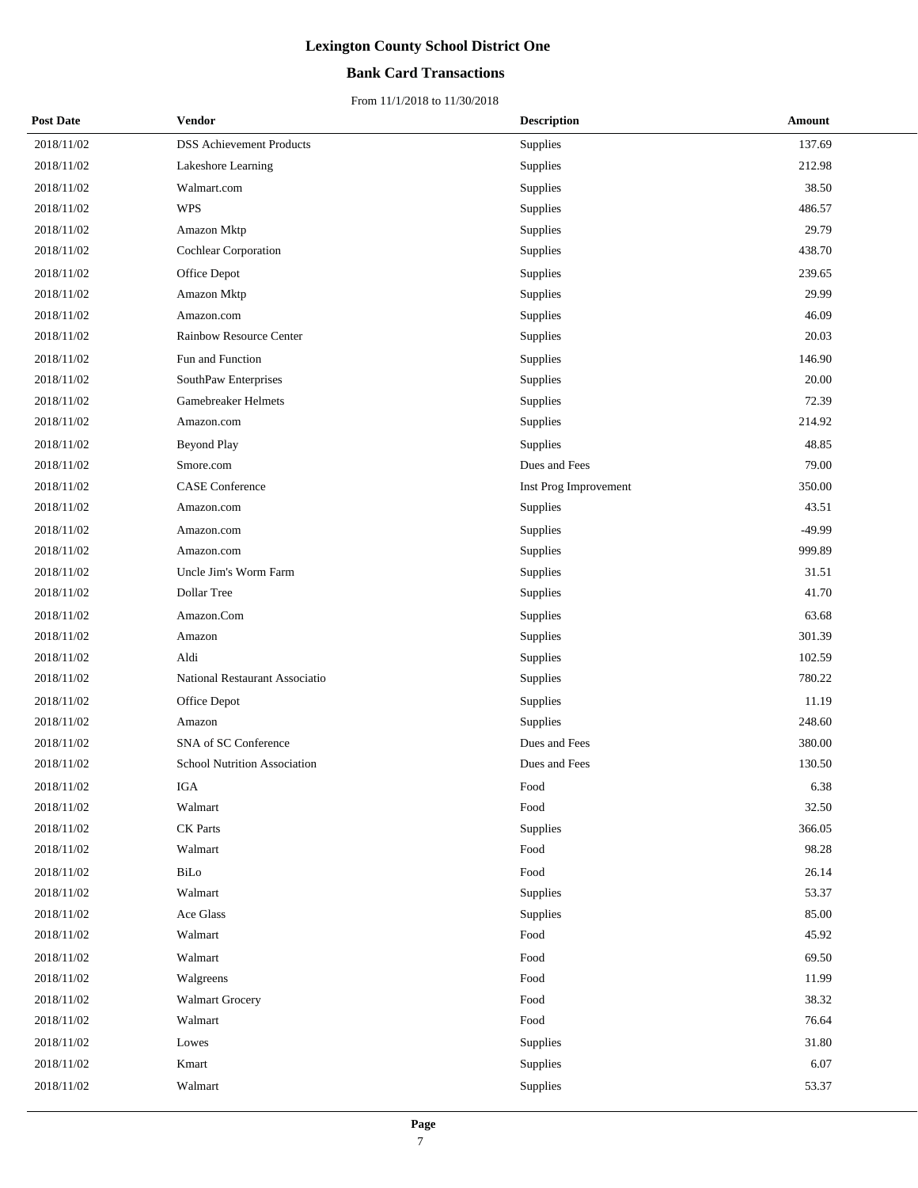# Lexington County School District One

## Bank Card Transactions

From 11/1/2018 to 11/30/2018

| Post Date | Vendor | Description | Amount |
|---|---|---|---|
| 2018/11/02 | DSS Achievement Products | Supplies | 137.69 |
| 2018/11/02 | Lakeshore Learning | Supplies | 212.98 |
| 2018/11/02 | Walmart.com | Supplies | 38.50 |
| 2018/11/02 | WPS | Supplies | 486.57 |
| 2018/11/02 | Amazon Mktp | Supplies | 29.79 |
| 2018/11/02 | Cochlear Corporation | Supplies | 438.70 |
| 2018/11/02 | Office Depot | Supplies | 239.65 |
| 2018/11/02 | Amazon Mktp | Supplies | 29.99 |
| 2018/11/02 | Amazon.com | Supplies | 46.09 |
| 2018/11/02 | Rainbow Resource Center | Supplies | 20.03 |
| 2018/11/02 | Fun and Function | Supplies | 146.90 |
| 2018/11/02 | SouthPaw Enterprises | Supplies | 20.00 |
| 2018/11/02 | Gamebreaker Helmets | Supplies | 72.39 |
| 2018/11/02 | Amazon.com | Supplies | 214.92 |
| 2018/11/02 | Beyond Play | Supplies | 48.85 |
| 2018/11/02 | Smore.com | Dues and Fees | 79.00 |
| 2018/11/02 | CASE Conference | Inst Prog Improvement | 350.00 |
| 2018/11/02 | Amazon.com | Supplies | 43.51 |
| 2018/11/02 | Amazon.com | Supplies | -49.99 |
| 2018/11/02 | Amazon.com | Supplies | 999.89 |
| 2018/11/02 | Uncle Jim's Worm Farm | Supplies | 31.51 |
| 2018/11/02 | Dollar Tree | Supplies | 41.70 |
| 2018/11/02 | Amazon.Com | Supplies | 63.68 |
| 2018/11/02 | Amazon | Supplies | 301.39 |
| 2018/11/02 | Aldi | Supplies | 102.59 |
| 2018/11/02 | National Restaurant Associatio | Supplies | 780.22 |
| 2018/11/02 | Office Depot | Supplies | 11.19 |
| 2018/11/02 | Amazon | Supplies | 248.60 |
| 2018/11/02 | SNA of SC Conference | Dues and Fees | 380.00 |
| 2018/11/02 | School Nutrition Association | Dues and Fees | 130.50 |
| 2018/11/02 | IGA | Food | 6.38 |
| 2018/11/02 | Walmart | Food | 32.50 |
| 2018/11/02 | CK Parts | Supplies | 366.05 |
| 2018/11/02 | Walmart | Food | 98.28 |
| 2018/11/02 | BiLo | Food | 26.14 |
| 2018/11/02 | Walmart | Supplies | 53.37 |
| 2018/11/02 | Ace Glass | Supplies | 85.00 |
| 2018/11/02 | Walmart | Food | 45.92 |
| 2018/11/02 | Walmart | Food | 69.50 |
| 2018/11/02 | Walgreens | Food | 11.99 |
| 2018/11/02 | Walmart Grocery | Food | 38.32 |
| 2018/11/02 | Walmart | Food | 76.64 |
| 2018/11/02 | Lowes | Supplies | 31.80 |
| 2018/11/02 | Kmart | Supplies | 6.07 |
| 2018/11/02 | Walmart | Supplies | 53.37 |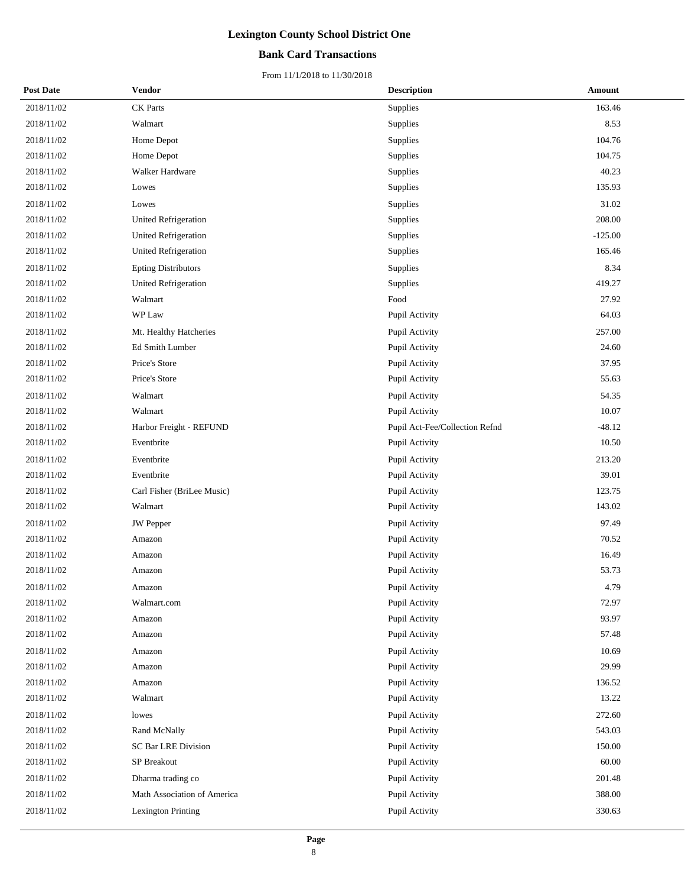# Lexington County School District One

## Bank Card Transactions

From 11/1/2018 to 11/30/2018

| Post Date | Vendor | Description | Amount |
|---|---|---|---|
| 2018/11/02 | CK Parts | Supplies | 163.46 |
| 2018/11/02 | Walmart | Supplies | 8.53 |
| 2018/11/02 | Home Depot | Supplies | 104.76 |
| 2018/11/02 | Home Depot | Supplies | 104.75 |
| 2018/11/02 | Walker Hardware | Supplies | 40.23 |
| 2018/11/02 | Lowes | Supplies | 135.93 |
| 2018/11/02 | Lowes | Supplies | 31.02 |
| 2018/11/02 | United Refrigeration | Supplies | 208.00 |
| 2018/11/02 | United Refrigeration | Supplies | -125.00 |
| 2018/11/02 | United Refrigeration | Supplies | 165.46 |
| 2018/11/02 | Epting Distributors | Supplies | 8.34 |
| 2018/11/02 | United Refrigeration | Supplies | 419.27 |
| 2018/11/02 | Walmart | Food | 27.92 |
| 2018/11/02 | WP Law | Pupil Activity | 64.03 |
| 2018/11/02 | Mt. Healthy Hatcheries | Pupil Activity | 257.00 |
| 2018/11/02 | Ed Smith Lumber | Pupil Activity | 24.60 |
| 2018/11/02 | Price's Store | Pupil Activity | 37.95 |
| 2018/11/02 | Price's Store | Pupil Activity | 55.63 |
| 2018/11/02 | Walmart | Pupil Activity | 54.35 |
| 2018/11/02 | Walmart | Pupil Activity | 10.07 |
| 2018/11/02 | Harbor Freight - REFUND | Pupil Act-Fee/Collection Refnd | -48.12 |
| 2018/11/02 | Eventbrite | Pupil Activity | 10.50 |
| 2018/11/02 | Eventbrite | Pupil Activity | 213.20 |
| 2018/11/02 | Eventbrite | Pupil Activity | 39.01 |
| 2018/11/02 | Carl Fisher (BriLee Music) | Pupil Activity | 123.75 |
| 2018/11/02 | Walmart | Pupil Activity | 143.02 |
| 2018/11/02 | JW Pepper | Pupil Activity | 97.49 |
| 2018/11/02 | Amazon | Pupil Activity | 70.52 |
| 2018/11/02 | Amazon | Pupil Activity | 16.49 |
| 2018/11/02 | Amazon | Pupil Activity | 53.73 |
| 2018/11/02 | Amazon | Pupil Activity | 4.79 |
| 2018/11/02 | Walmart.com | Pupil Activity | 72.97 |
| 2018/11/02 | Amazon | Pupil Activity | 93.97 |
| 2018/11/02 | Amazon | Pupil Activity | 57.48 |
| 2018/11/02 | Amazon | Pupil Activity | 10.69 |
| 2018/11/02 | Amazon | Pupil Activity | 29.99 |
| 2018/11/02 | Amazon | Pupil Activity | 136.52 |
| 2018/11/02 | Walmart | Pupil Activity | 13.22 |
| 2018/11/02 | lowes | Pupil Activity | 272.60 |
| 2018/11/02 | Rand McNally | Pupil Activity | 543.03 |
| 2018/11/02 | SC Bar LRE Division | Pupil Activity | 150.00 |
| 2018/11/02 | SP Breakout | Pupil Activity | 60.00 |
| 2018/11/02 | Dharma trading co | Pupil Activity | 201.48 |
| 2018/11/02 | Math Association of America | Pupil Activity | 388.00 |
| 2018/11/02 | Lexington Printing | Pupil Activity | 330.63 |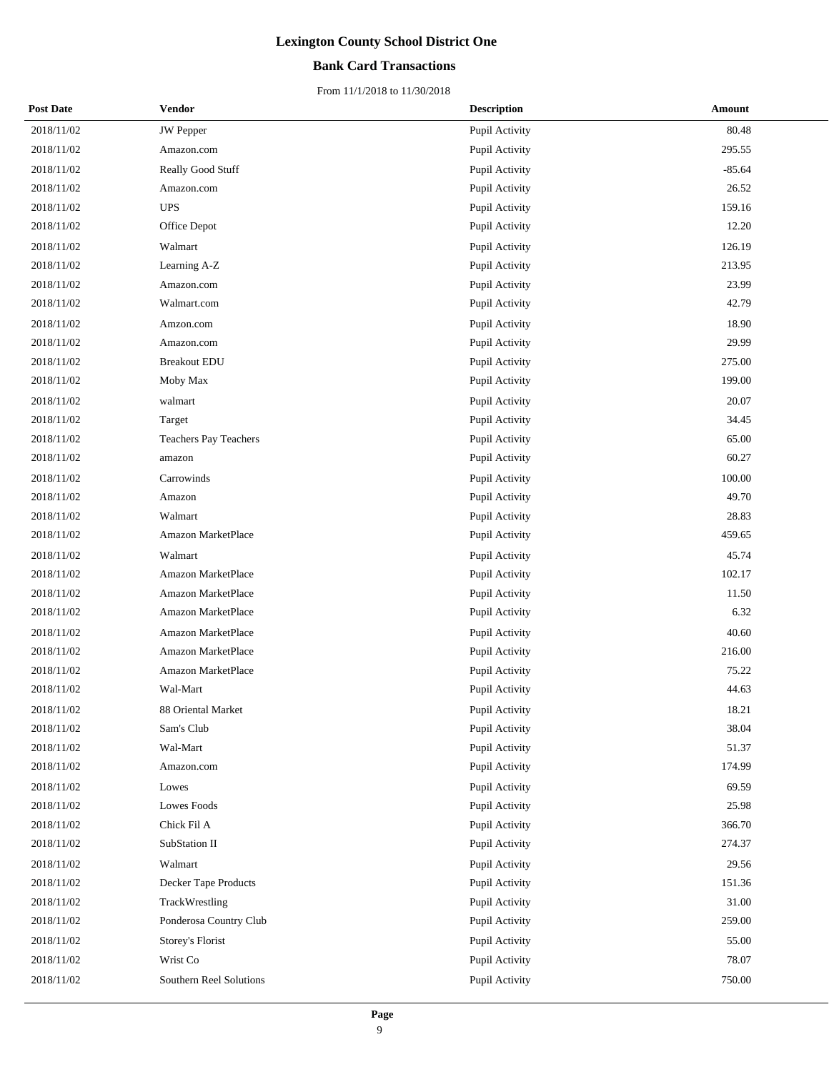# Lexington County School District One

## Bank Card Transactions

From 11/1/2018 to 11/30/2018

| Post Date | Vendor | Description | Amount |
|---|---|---|---|
| 2018/11/02 | JW Pepper | Pupil Activity | 80.48 |
| 2018/11/02 | Amazon.com | Pupil Activity | 295.55 |
| 2018/11/02 | Really Good Stuff | Pupil Activity | -85.64 |
| 2018/11/02 | Amazon.com | Pupil Activity | 26.52 |
| 2018/11/02 | UPS | Pupil Activity | 159.16 |
| 2018/11/02 | Office Depot | Pupil Activity | 12.20 |
| 2018/11/02 | Walmart | Pupil Activity | 126.19 |
| 2018/11/02 | Learning A-Z | Pupil Activity | 213.95 |
| 2018/11/02 | Amazon.com | Pupil Activity | 23.99 |
| 2018/11/02 | Walmart.com | Pupil Activity | 42.79 |
| 2018/11/02 | Amzon.com | Pupil Activity | 18.90 |
| 2018/11/02 | Amazon.com | Pupil Activity | 29.99 |
| 2018/11/02 | Breakout EDU | Pupil Activity | 275.00 |
| 2018/11/02 | Moby Max | Pupil Activity | 199.00 |
| 2018/11/02 | walmart | Pupil Activity | 20.07 |
| 2018/11/02 | Target | Pupil Activity | 34.45 |
| 2018/11/02 | Teachers Pay Teachers | Pupil Activity | 65.00 |
| 2018/11/02 | amazon | Pupil Activity | 60.27 |
| 2018/11/02 | Carrowinds | Pupil Activity | 100.00 |
| 2018/11/02 | Amazon | Pupil Activity | 49.70 |
| 2018/11/02 | Walmart | Pupil Activity | 28.83 |
| 2018/11/02 | Amazon MarketPlace | Pupil Activity | 459.65 |
| 2018/11/02 | Walmart | Pupil Activity | 45.74 |
| 2018/11/02 | Amazon MarketPlace | Pupil Activity | 102.17 |
| 2018/11/02 | Amazon MarketPlace | Pupil Activity | 11.50 |
| 2018/11/02 | Amazon MarketPlace | Pupil Activity | 6.32 |
| 2018/11/02 | Amazon MarketPlace | Pupil Activity | 40.60 |
| 2018/11/02 | Amazon MarketPlace | Pupil Activity | 216.00 |
| 2018/11/02 | Amazon MarketPlace | Pupil Activity | 75.22 |
| 2018/11/02 | Wal-Mart | Pupil Activity | 44.63 |
| 2018/11/02 | 88 Oriental Market | Pupil Activity | 18.21 |
| 2018/11/02 | Sam's Club | Pupil Activity | 38.04 |
| 2018/11/02 | Wal-Mart | Pupil Activity | 51.37 |
| 2018/11/02 | Amazon.com | Pupil Activity | 174.99 |
| 2018/11/02 | Lowes | Pupil Activity | 69.59 |
| 2018/11/02 | Lowes Foods | Pupil Activity | 25.98 |
| 2018/11/02 | Chick Fil A | Pupil Activity | 366.70 |
| 2018/11/02 | SubStation II | Pupil Activity | 274.37 |
| 2018/11/02 | Walmart | Pupil Activity | 29.56 |
| 2018/11/02 | Decker Tape Products | Pupil Activity | 151.36 |
| 2018/11/02 | TrackWrestling | Pupil Activity | 31.00 |
| 2018/11/02 | Ponderosa Country Club | Pupil Activity | 259.00 |
| 2018/11/02 | Storey's Florist | Pupil Activity | 55.00 |
| 2018/11/02 | Wrist Co | Pupil Activity | 78.07 |
| 2018/11/02 | Southern Reel Solutions | Pupil Activity | 750.00 |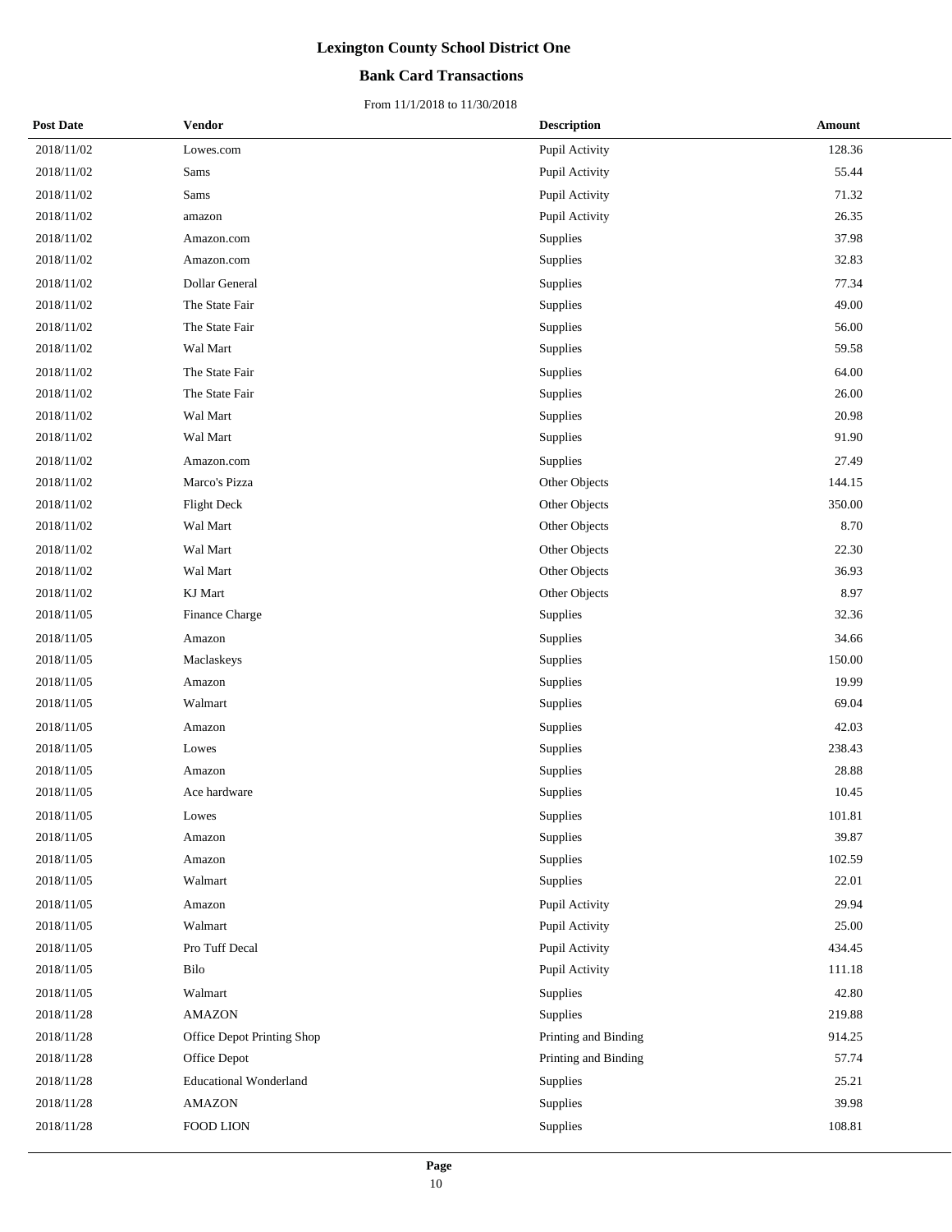# Lexington County School District One

## Bank Card Transactions

From 11/1/2018 to 11/30/2018

| Post Date | Vendor | Description | Amount |
|---|---|---|---|
| 2018/11/02 | Lowes.com | Pupil Activity | 128.36 |
| 2018/11/02 | Sams | Pupil Activity | 55.44 |
| 2018/11/02 | Sams | Pupil Activity | 71.32 |
| 2018/11/02 | amazon | Pupil Activity | 26.35 |
| 2018/11/02 | Amazon.com | Supplies | 37.98 |
| 2018/11/02 | Amazon.com | Supplies | 32.83 |
| 2018/11/02 | Dollar General | Supplies | 77.34 |
| 2018/11/02 | The State Fair | Supplies | 49.00 |
| 2018/11/02 | The State Fair | Supplies | 56.00 |
| 2018/11/02 | Wal Mart | Supplies | 59.58 |
| 2018/11/02 | The State Fair | Supplies | 64.00 |
| 2018/11/02 | The State Fair | Supplies | 26.00 |
| 2018/11/02 | Wal Mart | Supplies | 20.98 |
| 2018/11/02 | Wal Mart | Supplies | 91.90 |
| 2018/11/02 | Amazon.com | Supplies | 27.49 |
| 2018/11/02 | Marco's Pizza | Other Objects | 144.15 |
| 2018/11/02 | Flight Deck | Other Objects | 350.00 |
| 2018/11/02 | Wal Mart | Other Objects | 8.70 |
| 2018/11/02 | Wal Mart | Other Objects | 22.30 |
| 2018/11/02 | Wal Mart | Other Objects | 36.93 |
| 2018/11/02 | KJ Mart | Other Objects | 8.97 |
| 2018/11/05 | Finance Charge | Supplies | 32.36 |
| 2018/11/05 | Amazon | Supplies | 34.66 |
| 2018/11/05 | Maclaskeys | Supplies | 150.00 |
| 2018/11/05 | Amazon | Supplies | 19.99 |
| 2018/11/05 | Walmart | Supplies | 69.04 |
| 2018/11/05 | Amazon | Supplies | 42.03 |
| 2018/11/05 | Lowes | Supplies | 238.43 |
| 2018/11/05 | Amazon | Supplies | 28.88 |
| 2018/11/05 | Ace hardware | Supplies | 10.45 |
| 2018/11/05 | Lowes | Supplies | 101.81 |
| 2018/11/05 | Amazon | Supplies | 39.87 |
| 2018/11/05 | Amazon | Supplies | 102.59 |
| 2018/11/05 | Walmart | Supplies | 22.01 |
| 2018/11/05 | Amazon | Pupil Activity | 29.94 |
| 2018/11/05 | Walmart | Pupil Activity | 25.00 |
| 2018/11/05 | Pro Tuff Decal | Pupil Activity | 434.45 |
| 2018/11/05 | Bilo | Pupil Activity | 111.18 |
| 2018/11/05 | Walmart | Supplies | 42.80 |
| 2018/11/28 | AMAZON | Supplies | 219.88 |
| 2018/11/28 | Office Depot Printing Shop | Printing and Binding | 914.25 |
| 2018/11/28 | Office Depot | Printing and Binding | 57.74 |
| 2018/11/28 | Educational Wonderland | Supplies | 25.21 |
| 2018/11/28 | AMAZON | Supplies | 39.98 |
| 2018/11/28 | FOOD LION | Supplies | 108.81 |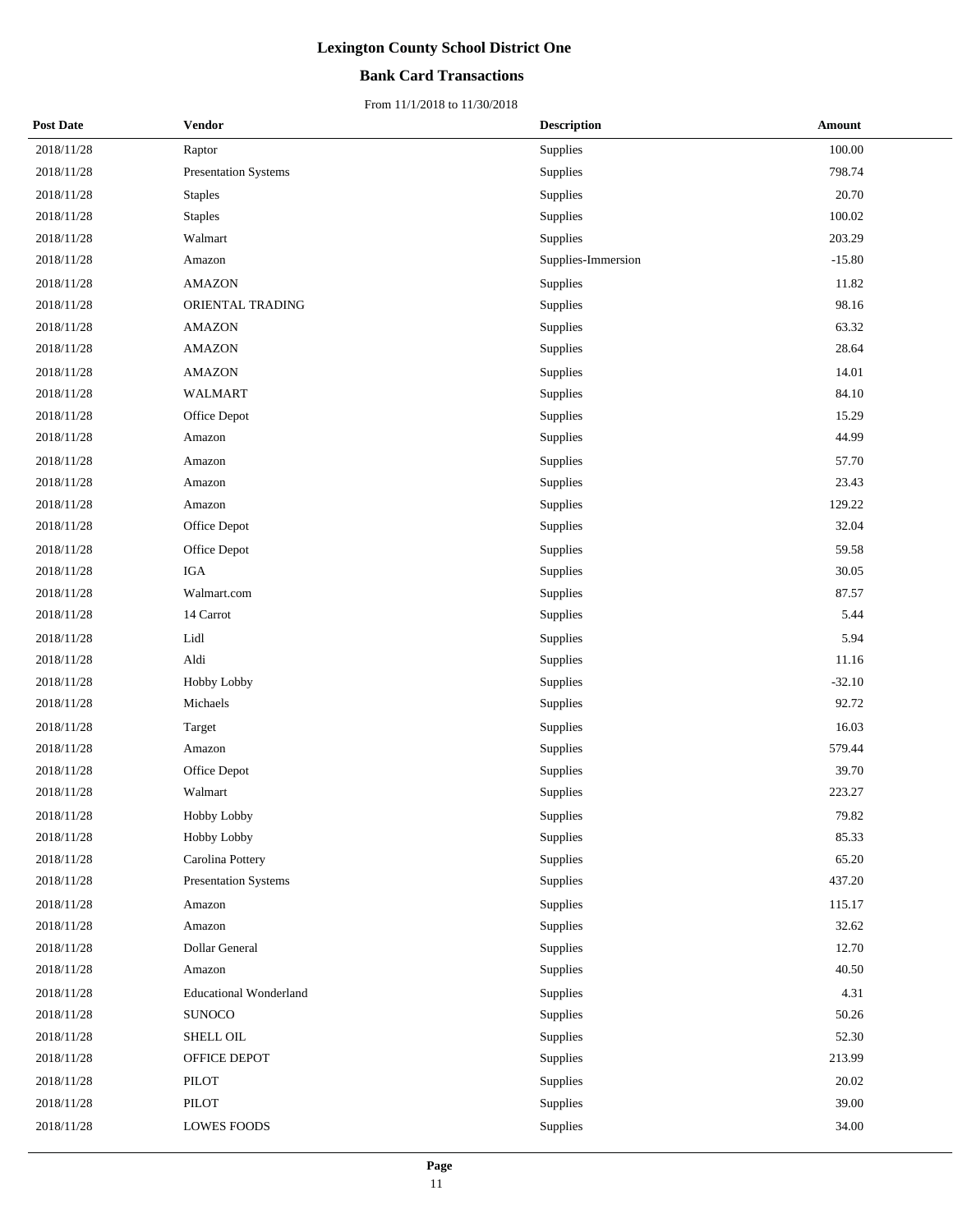# Lexington County School District One

## Bank Card Transactions

From 11/1/2018 to 11/30/2018

| Post Date | Vendor | Description | Amount |
|---|---|---|---|
| 2018/11/28 | Raptor | Supplies | 100.00 |
| 2018/11/28 | Presentation Systems | Supplies | 798.74 |
| 2018/11/28 | Staples | Supplies | 20.70 |
| 2018/11/28 | Staples | Supplies | 100.02 |
| 2018/11/28 | Walmart | Supplies | 203.29 |
| 2018/11/28 | Amazon | Supplies-Immersion | -15.80 |
| 2018/11/28 | AMAZON | Supplies | 11.82 |
| 2018/11/28 | ORIENTAL TRADING | Supplies | 98.16 |
| 2018/11/28 | AMAZON | Supplies | 63.32 |
| 2018/11/28 | AMAZON | Supplies | 28.64 |
| 2018/11/28 | AMAZON | Supplies | 14.01 |
| 2018/11/28 | WALMART | Supplies | 84.10 |
| 2018/11/28 | Office Depot | Supplies | 15.29 |
| 2018/11/28 | Amazon | Supplies | 44.99 |
| 2018/11/28 | Amazon | Supplies | 57.70 |
| 2018/11/28 | Amazon | Supplies | 23.43 |
| 2018/11/28 | Amazon | Supplies | 129.22 |
| 2018/11/28 | Office Depot | Supplies | 32.04 |
| 2018/11/28 | Office Depot | Supplies | 59.58 |
| 2018/11/28 | IGA | Supplies | 30.05 |
| 2018/11/28 | Walmart.com | Supplies | 87.57 |
| 2018/11/28 | 14 Carrot | Supplies | 5.44 |
| 2018/11/28 | Lidl | Supplies | 5.94 |
| 2018/11/28 | Aldi | Supplies | 11.16 |
| 2018/11/28 | Hobby Lobby | Supplies | -32.10 |
| 2018/11/28 | Michaels | Supplies | 92.72 |
| 2018/11/28 | Target | Supplies | 16.03 |
| 2018/11/28 | Amazon | Supplies | 579.44 |
| 2018/11/28 | Office Depot | Supplies | 39.70 |
| 2018/11/28 | Walmart | Supplies | 223.27 |
| 2018/11/28 | Hobby Lobby | Supplies | 79.82 |
| 2018/11/28 | Hobby Lobby | Supplies | 85.33 |
| 2018/11/28 | Carolina Pottery | Supplies | 65.20 |
| 2018/11/28 | Presentation Systems | Supplies | 437.20 |
| 2018/11/28 | Amazon | Supplies | 115.17 |
| 2018/11/28 | Amazon | Supplies | 32.62 |
| 2018/11/28 | Dollar General | Supplies | 12.70 |
| 2018/11/28 | Amazon | Supplies | 40.50 |
| 2018/11/28 | Educational Wonderland | Supplies | 4.31 |
| 2018/11/28 | SUNOCO | Supplies | 50.26 |
| 2018/11/28 | SHELL OIL | Supplies | 52.30 |
| 2018/11/28 | OFFICE DEPOT | Supplies | 213.99 |
| 2018/11/28 | PILOT | Supplies | 20.02 |
| 2018/11/28 | PILOT | Supplies | 39.00 |
| 2018/11/28 | LOWES FOODS | Supplies | 34.00 |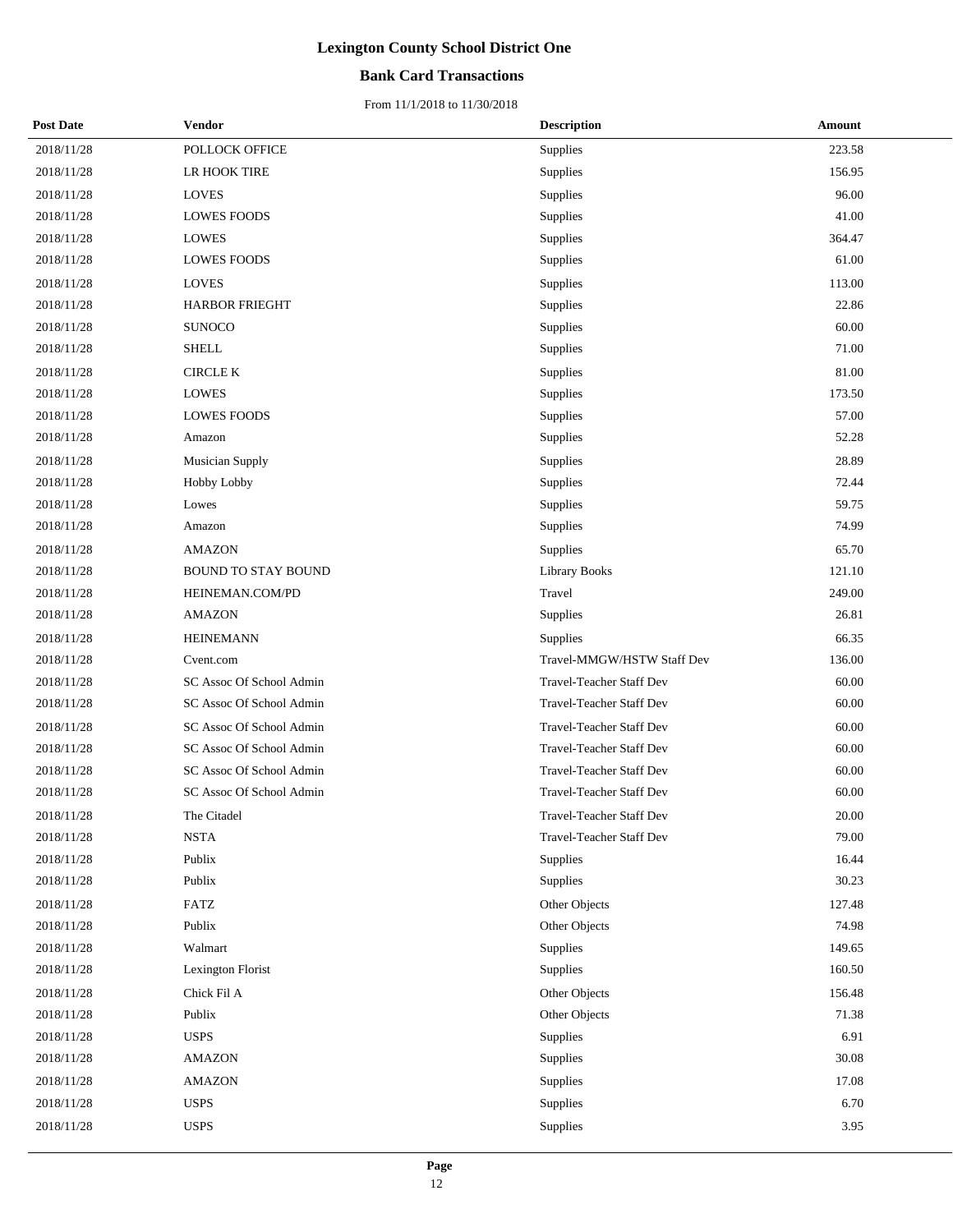# Lexington County School District One

## Bank Card Transactions

From 11/1/2018 to 11/30/2018

| Post Date | Vendor | Description | Amount |
|---|---|---|---|
| 2018/11/28 | POLLOCK OFFICE | Supplies | 223.58 |
| 2018/11/28 | LR HOOK TIRE | Supplies | 156.95 |
| 2018/11/28 | LOVES | Supplies | 96.00 |
| 2018/11/28 | LOWES FOODS | Supplies | 41.00 |
| 2018/11/28 | LOWES | Supplies | 364.47 |
| 2018/11/28 | LOWES FOODS | Supplies | 61.00 |
| 2018/11/28 | LOVES | Supplies | 113.00 |
| 2018/11/28 | HARBOR FRIEGHT | Supplies | 22.86 |
| 2018/11/28 | SUNOCO | Supplies | 60.00 |
| 2018/11/28 | SHELL | Supplies | 71.00 |
| 2018/11/28 | CIRCLE K | Supplies | 81.00 |
| 2018/11/28 | LOWES | Supplies | 173.50 |
| 2018/11/28 | LOWES FOODS | Supplies | 57.00 |
| 2018/11/28 | Amazon | Supplies | 52.28 |
| 2018/11/28 | Musician Supply | Supplies | 28.89 |
| 2018/11/28 | Hobby Lobby | Supplies | 72.44 |
| 2018/11/28 | Lowes | Supplies | 59.75 |
| 2018/11/28 | Amazon | Supplies | 74.99 |
| 2018/11/28 | AMAZON | Supplies | 65.70 |
| 2018/11/28 | BOUND TO STAY BOUND | Library Books | 121.10 |
| 2018/11/28 | HEINEMAN.COM/PD | Travel | 249.00 |
| 2018/11/28 | AMAZON | Supplies | 26.81 |
| 2018/11/28 | HEINEMANN | Supplies | 66.35 |
| 2018/11/28 | Cvent.com | Travel-MMGW/HSTW Staff Dev | 136.00 |
| 2018/11/28 | SC Assoc Of School Admin | Travel-Teacher Staff Dev | 60.00 |
| 2018/11/28 | SC Assoc Of School Admin | Travel-Teacher Staff Dev | 60.00 |
| 2018/11/28 | SC Assoc Of School Admin | Travel-Teacher Staff Dev | 60.00 |
| 2018/11/28 | SC Assoc Of School Admin | Travel-Teacher Staff Dev | 60.00 |
| 2018/11/28 | SC Assoc Of School Admin | Travel-Teacher Staff Dev | 60.00 |
| 2018/11/28 | SC Assoc Of School Admin | Travel-Teacher Staff Dev | 60.00 |
| 2018/11/28 | The Citadel | Travel-Teacher Staff Dev | 20.00 |
| 2018/11/28 | NSTA | Travel-Teacher Staff Dev | 79.00 |
| 2018/11/28 | Publix | Supplies | 16.44 |
| 2018/11/28 | Publix | Supplies | 30.23 |
| 2018/11/28 | FATZ | Other Objects | 127.48 |
| 2018/11/28 | Publix | Other Objects | 74.98 |
| 2018/11/28 | Walmart | Supplies | 149.65 |
| 2018/11/28 | Lexington Florist | Supplies | 160.50 |
| 2018/11/28 | Chick Fil A | Other Objects | 156.48 |
| 2018/11/28 | Publix | Other Objects | 71.38 |
| 2018/11/28 | USPS | Supplies | 6.91 |
| 2018/11/28 | AMAZON | Supplies | 30.08 |
| 2018/11/28 | AMAZON | Supplies | 17.08 |
| 2018/11/28 | USPS | Supplies | 6.70 |
| 2018/11/28 | USPS | Supplies | 3.95 |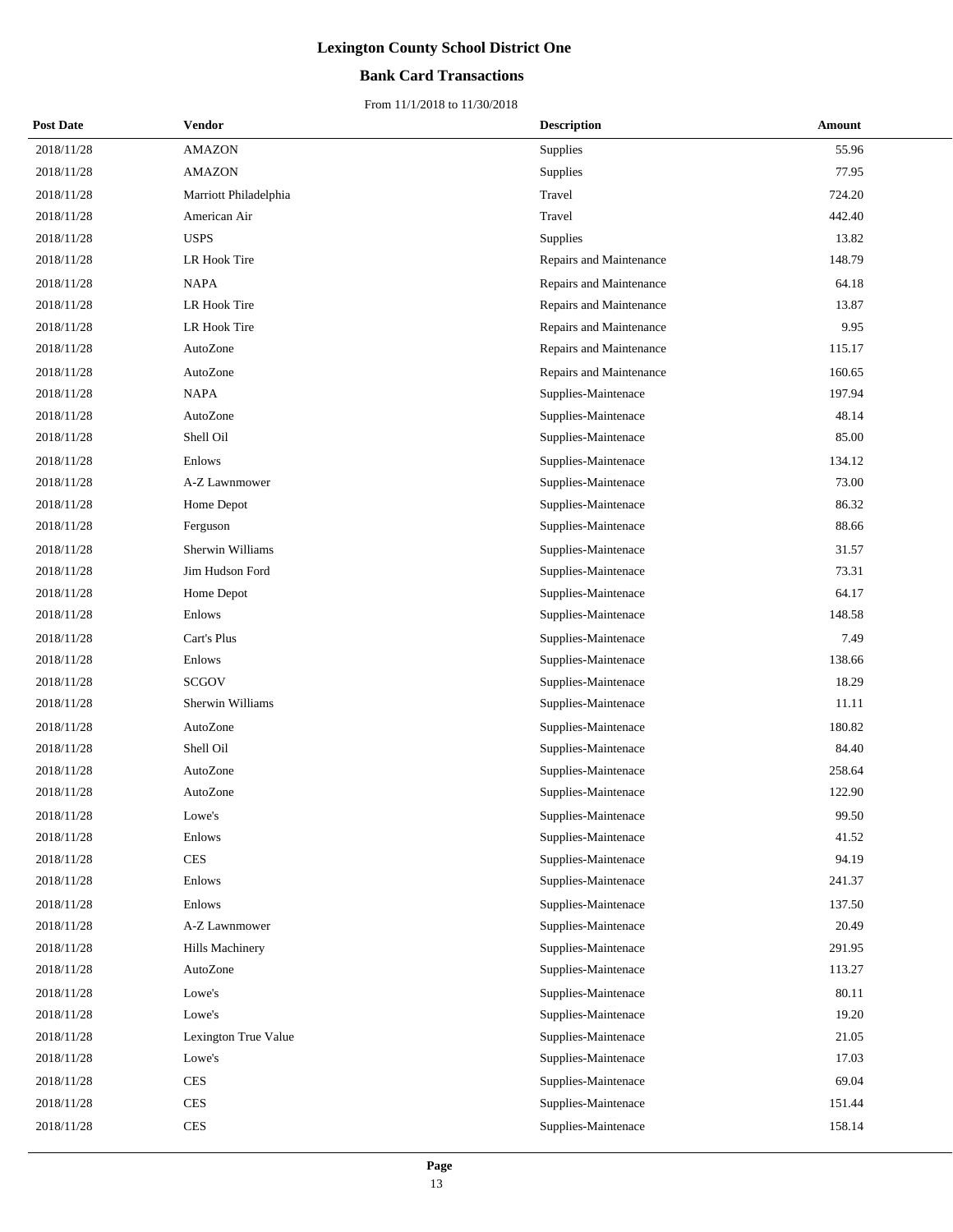# Lexington County School District One

## Bank Card Transactions

From 11/1/2018 to 11/30/2018

| Post Date | Vendor | Description | Amount |
|---|---|---|---|
| 2018/11/28 | AMAZON | Supplies | 55.96 |
| 2018/11/28 | AMAZON | Supplies | 77.95 |
| 2018/11/28 | Marriott Philadelphia | Travel | 724.20 |
| 2018/11/28 | American Air | Travel | 442.40 |
| 2018/11/28 | USPS | Supplies | 13.82 |
| 2018/11/28 | LR Hook Tire | Repairs and Maintenance | 148.79 |
| 2018/11/28 | NAPA | Repairs and Maintenance | 64.18 |
| 2018/11/28 | LR Hook Tire | Repairs and Maintenance | 13.87 |
| 2018/11/28 | LR Hook Tire | Repairs and Maintenance | 9.95 |
| 2018/11/28 | AutoZone | Repairs and Maintenance | 115.17 |
| 2018/11/28 | AutoZone | Repairs and Maintenance | 160.65 |
| 2018/11/28 | NAPA | Supplies-Maintenace | 197.94 |
| 2018/11/28 | AutoZone | Supplies-Maintenace | 48.14 |
| 2018/11/28 | Shell Oil | Supplies-Maintenace | 85.00 |
| 2018/11/28 | Enlows | Supplies-Maintenace | 134.12 |
| 2018/11/28 | A-Z Lawnmower | Supplies-Maintenace | 73.00 |
| 2018/11/28 | Home Depot | Supplies-Maintenace | 86.32 |
| 2018/11/28 | Ferguson | Supplies-Maintenace | 88.66 |
| 2018/11/28 | Sherwin Williams | Supplies-Maintenace | 31.57 |
| 2018/11/28 | Jim Hudson Ford | Supplies-Maintenace | 73.31 |
| 2018/11/28 | Home Depot | Supplies-Maintenace | 64.17 |
| 2018/11/28 | Enlows | Supplies-Maintenace | 148.58 |
| 2018/11/28 | Cart's Plus | Supplies-Maintenace | 7.49 |
| 2018/11/28 | Enlows | Supplies-Maintenace | 138.66 |
| 2018/11/28 | SCGOV | Supplies-Maintenace | 18.29 |
| 2018/11/28 | Sherwin Williams | Supplies-Maintenace | 11.11 |
| 2018/11/28 | AutoZone | Supplies-Maintenace | 180.82 |
| 2018/11/28 | Shell Oil | Supplies-Maintenace | 84.40 |
| 2018/11/28 | AutoZone | Supplies-Maintenace | 258.64 |
| 2018/11/28 | AutoZone | Supplies-Maintenace | 122.90 |
| 2018/11/28 | Lowe's | Supplies-Maintenace | 99.50 |
| 2018/11/28 | Enlows | Supplies-Maintenace | 41.52 |
| 2018/11/28 | CES | Supplies-Maintenace | 94.19 |
| 2018/11/28 | Enlows | Supplies-Maintenace | 241.37 |
| 2018/11/28 | Enlows | Supplies-Maintenace | 137.50 |
| 2018/11/28 | A-Z Lawnmower | Supplies-Maintenace | 20.49 |
| 2018/11/28 | Hills Machinery | Supplies-Maintenace | 291.95 |
| 2018/11/28 | AutoZone | Supplies-Maintenace | 113.27 |
| 2018/11/28 | Lowe's | Supplies-Maintenace | 80.11 |
| 2018/11/28 | Lowe's | Supplies-Maintenace | 19.20 |
| 2018/11/28 | Lexington True Value | Supplies-Maintenace | 21.05 |
| 2018/11/28 | Lowe's | Supplies-Maintenace | 17.03 |
| 2018/11/28 | CES | Supplies-Maintenace | 69.04 |
| 2018/11/28 | CES | Supplies-Maintenace | 151.44 |
| 2018/11/28 | CES | Supplies-Maintenace | 158.14 |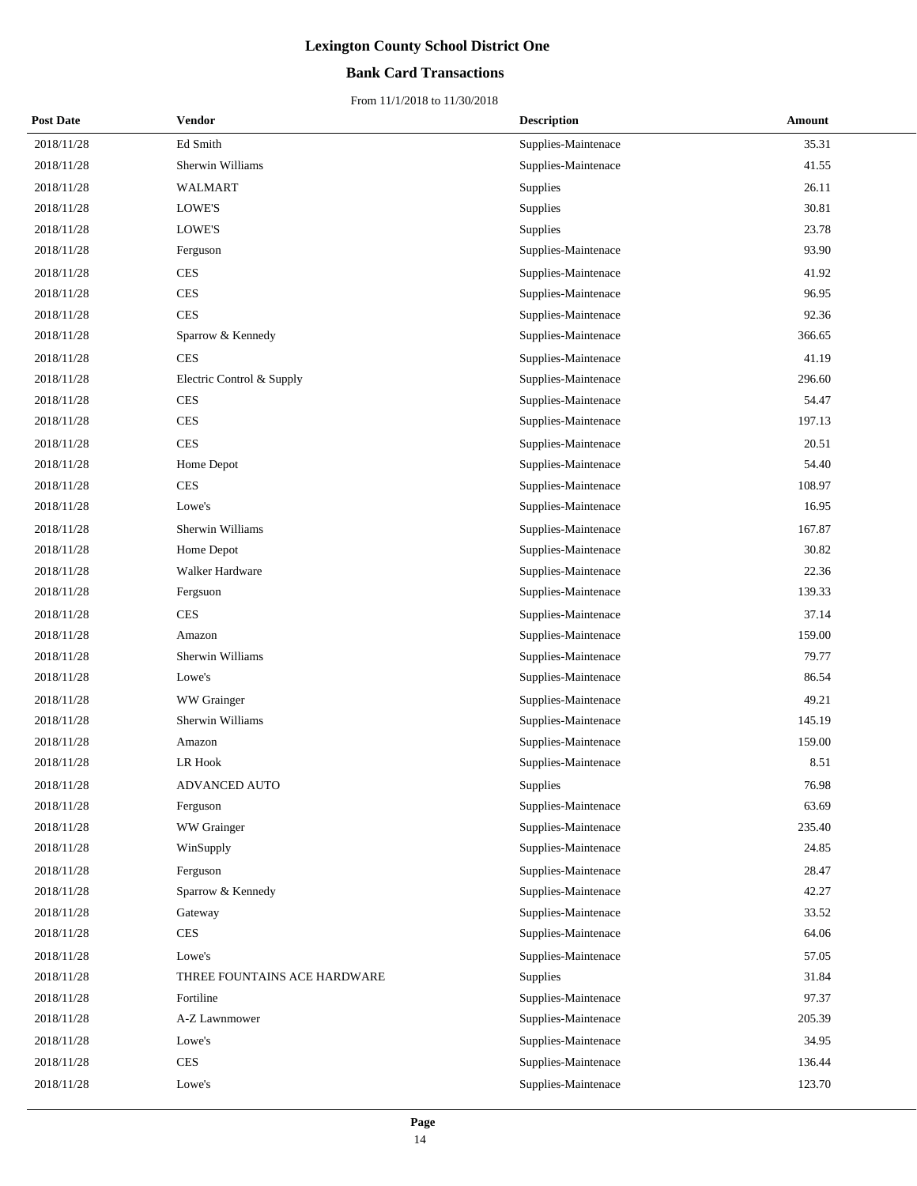# Lexington County School District One

## Bank Card Transactions

From 11/1/2018 to 11/30/2018

| Post Date | Vendor | Description | Amount |
|---|---|---|---|
| 2018/11/28 | Ed Smith | Supplies-Maintenace | 35.31 |
| 2018/11/28 | Sherwin Williams | Supplies-Maintenace | 41.55 |
| 2018/11/28 | WALMART | Supplies | 26.11 |
| 2018/11/28 | LOWE'S | Supplies | 30.81 |
| 2018/11/28 | LOWE'S | Supplies | 23.78 |
| 2018/11/28 | Ferguson | Supplies-Maintenace | 93.90 |
| 2018/11/28 | CES | Supplies-Maintenace | 41.92 |
| 2018/11/28 | CES | Supplies-Maintenace | 96.95 |
| 2018/11/28 | CES | Supplies-Maintenace | 92.36 |
| 2018/11/28 | Sparrow & Kennedy | Supplies-Maintenace | 366.65 |
| 2018/11/28 | CES | Supplies-Maintenace | 41.19 |
| 2018/11/28 | Electric Control & Supply | Supplies-Maintenace | 296.60 |
| 2018/11/28 | CES | Supplies-Maintenace | 54.47 |
| 2018/11/28 | CES | Supplies-Maintenace | 197.13 |
| 2018/11/28 | CES | Supplies-Maintenace | 20.51 |
| 2018/11/28 | Home Depot | Supplies-Maintenace | 54.40 |
| 2018/11/28 | CES | Supplies-Maintenace | 108.97 |
| 2018/11/28 | Lowe's | Supplies-Maintenace | 16.95 |
| 2018/11/28 | Sherwin Williams | Supplies-Maintenace | 167.87 |
| 2018/11/28 | Home Depot | Supplies-Maintenace | 30.82 |
| 2018/11/28 | Walker Hardware | Supplies-Maintenace | 22.36 |
| 2018/11/28 | Fergsuon | Supplies-Maintenace | 139.33 |
| 2018/11/28 | CES | Supplies-Maintenace | 37.14 |
| 2018/11/28 | Amazon | Supplies-Maintenace | 159.00 |
| 2018/11/28 | Sherwin Williams | Supplies-Maintenace | 79.77 |
| 2018/11/28 | Lowe's | Supplies-Maintenace | 86.54 |
| 2018/11/28 | WW Grainger | Supplies-Maintenace | 49.21 |
| 2018/11/28 | Sherwin Williams | Supplies-Maintenace | 145.19 |
| 2018/11/28 | Amazon | Supplies-Maintenace | 159.00 |
| 2018/11/28 | LR Hook | Supplies-Maintenace | 8.51 |
| 2018/11/28 | ADVANCED AUTO | Supplies | 76.98 |
| 2018/11/28 | Ferguson | Supplies-Maintenace | 63.69 |
| 2018/11/28 | WW Grainger | Supplies-Maintenace | 235.40 |
| 2018/11/28 | WinSupply | Supplies-Maintenace | 24.85 |
| 2018/11/28 | Ferguson | Supplies-Maintenace | 28.47 |
| 2018/11/28 | Sparrow & Kennedy | Supplies-Maintenace | 42.27 |
| 2018/11/28 | Gateway | Supplies-Maintenace | 33.52 |
| 2018/11/28 | CES | Supplies-Maintenace | 64.06 |
| 2018/11/28 | Lowe's | Supplies-Maintenace | 57.05 |
| 2018/11/28 | THREE FOUNTAINS ACE HARDWARE | Supplies | 31.84 |
| 2018/11/28 | Fortiline | Supplies-Maintenace | 97.37 |
| 2018/11/28 | A-Z Lawnmower | Supplies-Maintenace | 205.39 |
| 2018/11/28 | Lowe's | Supplies-Maintenace | 34.95 |
| 2018/11/28 | CES | Supplies-Maintenace | 136.44 |
| 2018/11/28 | Lowe's | Supplies-Maintenace | 123.70 |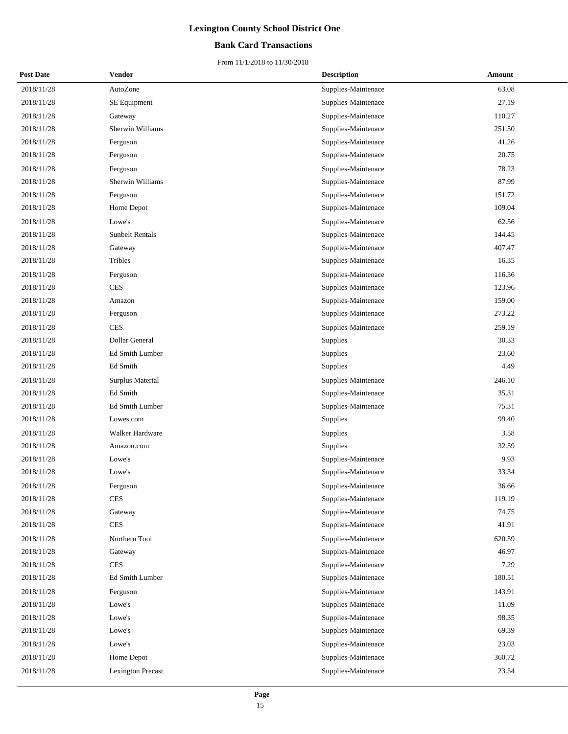# Lexington County School District One

## Bank Card Transactions

From 11/1/2018 to 11/30/2018

| Post Date | Vendor | Description | Amount |
|---|---|---|---|
| 2018/11/28 | AutoZone | Supplies-Maintenace | 63.08 |
| 2018/11/28 | SE Equipment | Supplies-Maintenace | 27.19 |
| 2018/11/28 | Gateway | Supplies-Maintenace | 110.27 |
| 2018/11/28 | Sherwin Williams | Supplies-Maintenace | 251.50 |
| 2018/11/28 | Ferguson | Supplies-Maintenace | 41.26 |
| 2018/11/28 | Ferguson | Supplies-Maintenace | 20.75 |
| 2018/11/28 | Ferguson | Supplies-Maintenace | 78.23 |
| 2018/11/28 | Sherwin Williams | Supplies-Maintenace | 87.99 |
| 2018/11/28 | Ferguson | Supplies-Maintenace | 151.72 |
| 2018/11/28 | Home Depot | Supplies-Maintenace | 109.04 |
| 2018/11/28 | Lowe's | Supplies-Maintenace | 62.56 |
| 2018/11/28 | Sunbelt Rentals | Supplies-Maintenace | 144.45 |
| 2018/11/28 | Gateway | Supplies-Maintenace | 407.47 |
| 2018/11/28 | Tribles | Supplies-Maintenace | 16.35 |
| 2018/11/28 | Ferguson | Supplies-Maintenace | 116.36 |
| 2018/11/28 | CES | Supplies-Maintenace | 123.96 |
| 2018/11/28 | Amazon | Supplies-Maintenace | 159.00 |
| 2018/11/28 | Ferguson | Supplies-Maintenace | 273.22 |
| 2018/11/28 | CES | Supplies-Maintenace | 259.19 |
| 2018/11/28 | Dollar General | Supplies | 30.33 |
| 2018/11/28 | Ed Smith Lumber | Supplies | 23.60 |
| 2018/11/28 | Ed Smith | Supplies | 4.49 |
| 2018/11/28 | Surplus Material | Supplies-Maintenace | 246.10 |
| 2018/11/28 | Ed Smith | Supplies-Maintenace | 35.31 |
| 2018/11/28 | Ed Smith Lumber | Supplies-Maintenace | 75.31 |
| 2018/11/28 | Lowes.com | Supplies | 99.40 |
| 2018/11/28 | Walker Hardware | Supplies | 3.58 |
| 2018/11/28 | Amazon.com | Supplies | 32.59 |
| 2018/11/28 | Lowe's | Supplies-Maintenace | 9.93 |
| 2018/11/28 | Lowe's | Supplies-Maintenace | 33.34 |
| 2018/11/28 | Ferguson | Supplies-Maintenace | 36.66 |
| 2018/11/28 | CES | Supplies-Maintenace | 119.19 |
| 2018/11/28 | Gateway | Supplies-Maintenace | 74.75 |
| 2018/11/28 | CES | Supplies-Maintenace | 41.91 |
| 2018/11/28 | Northern Tool | Supplies-Maintenace | 620.59 |
| 2018/11/28 | Gateway | Supplies-Maintenace | 46.97 |
| 2018/11/28 | CES | Supplies-Maintenace | 7.29 |
| 2018/11/28 | Ed Smith Lumber | Supplies-Maintenace | 180.51 |
| 2018/11/28 | Ferguson | Supplies-Maintenace | 143.91 |
| 2018/11/28 | Lowe's | Supplies-Maintenace | 11.09 |
| 2018/11/28 | Lowe's | Supplies-Maintenace | 98.35 |
| 2018/11/28 | Lowe's | Supplies-Maintenace | 69.39 |
| 2018/11/28 | Lowe's | Supplies-Maintenace | 23.03 |
| 2018/11/28 | Home Depot | Supplies-Maintenace | 360.72 |
| 2018/11/28 | Lexington Precast | Supplies-Maintenace | 23.54 |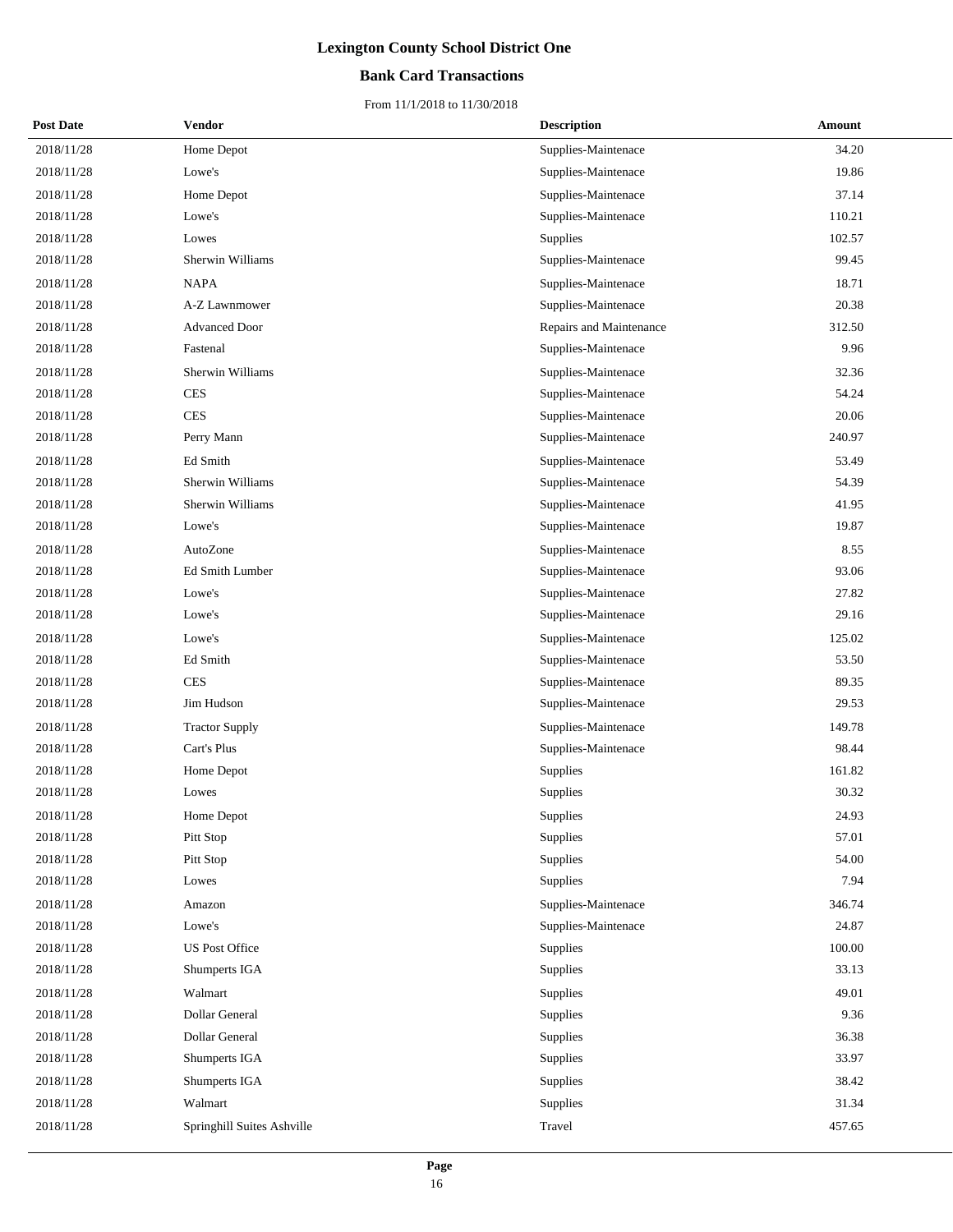# Lexington County School District One

## Bank Card Transactions

From 11/1/2018 to 11/30/2018

| Post Date | Vendor | Description | Amount |
|---|---|---|---|
| 2018/11/28 | Home Depot | Supplies-Maintenace | 34.20 |
| 2018/11/28 | Lowe's | Supplies-Maintenace | 19.86 |
| 2018/11/28 | Home Depot | Supplies-Maintenace | 37.14 |
| 2018/11/28 | Lowe's | Supplies-Maintenace | 110.21 |
| 2018/11/28 | Lowes | Supplies | 102.57 |
| 2018/11/28 | Sherwin Williams | Supplies-Maintenace | 99.45 |
| 2018/11/28 | NAPA | Supplies-Maintenace | 18.71 |
| 2018/11/28 | A-Z Lawnmower | Supplies-Maintenace | 20.38 |
| 2018/11/28 | Advanced Door | Repairs and Maintenance | 312.50 |
| 2018/11/28 | Fastenal | Supplies-Maintenace | 9.96 |
| 2018/11/28 | Sherwin Williams | Supplies-Maintenace | 32.36 |
| 2018/11/28 | CES | Supplies-Maintenace | 54.24 |
| 2018/11/28 | CES | Supplies-Maintenace | 20.06 |
| 2018/11/28 | Perry Mann | Supplies-Maintenace | 240.97 |
| 2018/11/28 | Ed Smith | Supplies-Maintenace | 53.49 |
| 2018/11/28 | Sherwin Williams | Supplies-Maintenace | 54.39 |
| 2018/11/28 | Sherwin Williams | Supplies-Maintenace | 41.95 |
| 2018/11/28 | Lowe's | Supplies-Maintenace | 19.87 |
| 2018/11/28 | AutoZone | Supplies-Maintenace | 8.55 |
| 2018/11/28 | Ed Smith Lumber | Supplies-Maintenace | 93.06 |
| 2018/11/28 | Lowe's | Supplies-Maintenace | 27.82 |
| 2018/11/28 | Lowe's | Supplies-Maintenace | 29.16 |
| 2018/11/28 | Lowe's | Supplies-Maintenace | 125.02 |
| 2018/11/28 | Ed Smith | Supplies-Maintenace | 53.50 |
| 2018/11/28 | CES | Supplies-Maintenace | 89.35 |
| 2018/11/28 | Jim Hudson | Supplies-Maintenace | 29.53 |
| 2018/11/28 | Tractor Supply | Supplies-Maintenace | 149.78 |
| 2018/11/28 | Cart's Plus | Supplies-Maintenace | 98.44 |
| 2018/11/28 | Home Depot | Supplies | 161.82 |
| 2018/11/28 | Lowes | Supplies | 30.32 |
| 2018/11/28 | Home Depot | Supplies | 24.93 |
| 2018/11/28 | Pitt Stop | Supplies | 57.01 |
| 2018/11/28 | Pitt Stop | Supplies | 54.00 |
| 2018/11/28 | Lowes | Supplies | 7.94 |
| 2018/11/28 | Amazon | Supplies-Maintenace | 346.74 |
| 2018/11/28 | Lowe's | Supplies-Maintenace | 24.87 |
| 2018/11/28 | US Post Office | Supplies | 100.00 |
| 2018/11/28 | Shumperts IGA | Supplies | 33.13 |
| 2018/11/28 | Walmart | Supplies | 49.01 |
| 2018/11/28 | Dollar General | Supplies | 9.36 |
| 2018/11/28 | Dollar General | Supplies | 36.38 |
| 2018/11/28 | Shumperts IGA | Supplies | 33.97 |
| 2018/11/28 | Shumperts IGA | Supplies | 38.42 |
| 2018/11/28 | Walmart | Supplies | 31.34 |
| 2018/11/28 | Springhill Suites Ashville | Travel | 457.65 |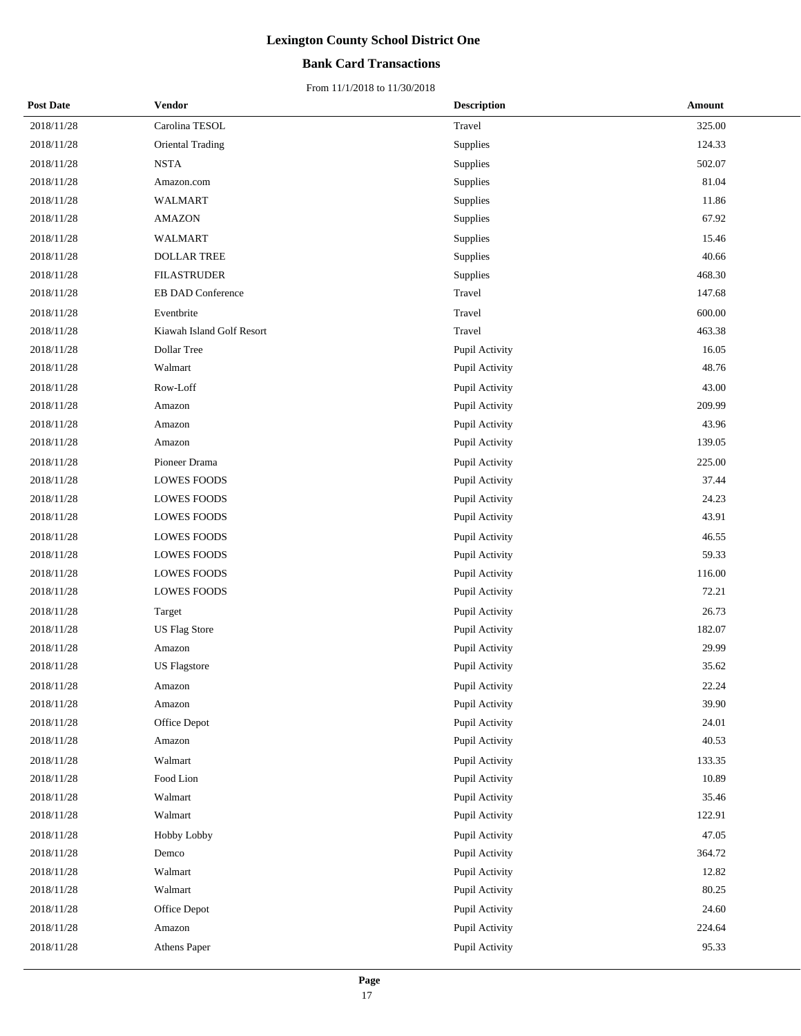# Lexington County School District One

## Bank Card Transactions

From 11/1/2018 to 11/30/2018

| Post Date | Vendor | Description | Amount |
|---|---|---|---|
| 2018/11/28 | Carolina TESOL | Travel | 325.00 |
| 2018/11/28 | Oriental Trading | Supplies | 124.33 |
| 2018/11/28 | NSTA | Supplies | 502.07 |
| 2018/11/28 | Amazon.com | Supplies | 81.04 |
| 2018/11/28 | WALMART | Supplies | 11.86 |
| 2018/11/28 | AMAZON | Supplies | 67.92 |
| 2018/11/28 | WALMART | Supplies | 15.46 |
| 2018/11/28 | DOLLAR TREE | Supplies | 40.66 |
| 2018/11/28 | FILASTRUDER | Supplies | 468.30 |
| 2018/11/28 | EB DAD Conference | Travel | 147.68 |
| 2018/11/28 | Eventbrite | Travel | 600.00 |
| 2018/11/28 | Kiawah Island Golf Resort | Travel | 463.38 |
| 2018/11/28 | Dollar Tree | Pupil Activity | 16.05 |
| 2018/11/28 | Walmart | Pupil Activity | 48.76 |
| 2018/11/28 | Row-Loff | Pupil Activity | 43.00 |
| 2018/11/28 | Amazon | Pupil Activity | 209.99 |
| 2018/11/28 | Amazon | Pupil Activity | 43.96 |
| 2018/11/28 | Amazon | Pupil Activity | 139.05 |
| 2018/11/28 | Pioneer Drama | Pupil Activity | 225.00 |
| 2018/11/28 | LOWES FOODS | Pupil Activity | 37.44 |
| 2018/11/28 | LOWES FOODS | Pupil Activity | 24.23 |
| 2018/11/28 | LOWES FOODS | Pupil Activity | 43.91 |
| 2018/11/28 | LOWES FOODS | Pupil Activity | 46.55 |
| 2018/11/28 | LOWES FOODS | Pupil Activity | 59.33 |
| 2018/11/28 | LOWES FOODS | Pupil Activity | 116.00 |
| 2018/11/28 | LOWES FOODS | Pupil Activity | 72.21 |
| 2018/11/28 | Target | Pupil Activity | 26.73 |
| 2018/11/28 | US Flag Store | Pupil Activity | 182.07 |
| 2018/11/28 | Amazon | Pupil Activity | 29.99 |
| 2018/11/28 | US Flagstore | Pupil Activity | 35.62 |
| 2018/11/28 | Amazon | Pupil Activity | 22.24 |
| 2018/11/28 | Amazon | Pupil Activity | 39.90 |
| 2018/11/28 | Office Depot | Pupil Activity | 24.01 |
| 2018/11/28 | Amazon | Pupil Activity | 40.53 |
| 2018/11/28 | Walmart | Pupil Activity | 133.35 |
| 2018/11/28 | Food Lion | Pupil Activity | 10.89 |
| 2018/11/28 | Walmart | Pupil Activity | 35.46 |
| 2018/11/28 | Walmart | Pupil Activity | 122.91 |
| 2018/11/28 | Hobby Lobby | Pupil Activity | 47.05 |
| 2018/11/28 | Demco | Pupil Activity | 364.72 |
| 2018/11/28 | Walmart | Pupil Activity | 12.82 |
| 2018/11/28 | Walmart | Pupil Activity | 80.25 |
| 2018/11/28 | Office Depot | Pupil Activity | 24.60 |
| 2018/11/28 | Amazon | Pupil Activity | 224.64 |
| 2018/11/28 | Athens Paper | Pupil Activity | 95.33 |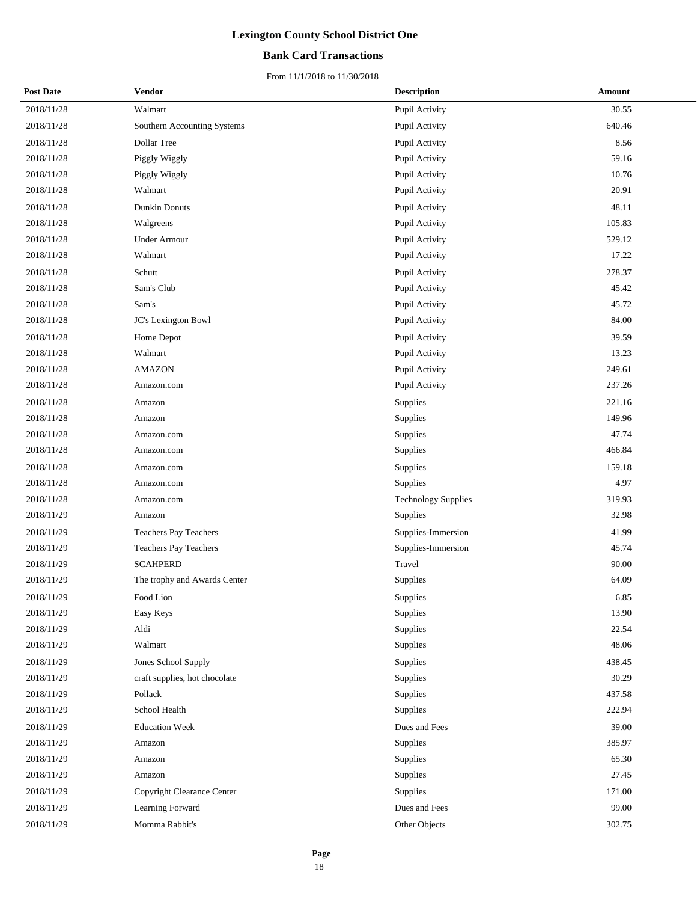# Lexington County School District One

## Bank Card Transactions

From 11/1/2018 to 11/30/2018

| Post Date | Vendor | Description | Amount |
|---|---|---|---|
| 2018/11/28 | Walmart | Pupil Activity | 30.55 |
| 2018/11/28 | Southern Accounting Systems | Pupil Activity | 640.46 |
| 2018/11/28 | Dollar Tree | Pupil Activity | 8.56 |
| 2018/11/28 | Piggly Wiggly | Pupil Activity | 59.16 |
| 2018/11/28 | Piggly Wiggly | Pupil Activity | 10.76 |
| 2018/11/28 | Walmart | Pupil Activity | 20.91 |
| 2018/11/28 | Dunkin Donuts | Pupil Activity | 48.11 |
| 2018/11/28 | Walgreens | Pupil Activity | 105.83 |
| 2018/11/28 | Under Armour | Pupil Activity | 529.12 |
| 2018/11/28 | Walmart | Pupil Activity | 17.22 |
| 2018/11/28 | Schutt | Pupil Activity | 278.37 |
| 2018/11/28 | Sam's Club | Pupil Activity | 45.42 |
| 2018/11/28 | Sam's | Pupil Activity | 45.72 |
| 2018/11/28 | JC's Lexington Bowl | Pupil Activity | 84.00 |
| 2018/11/28 | Home Depot | Pupil Activity | 39.59 |
| 2018/11/28 | Walmart | Pupil Activity | 13.23 |
| 2018/11/28 | AMAZON | Pupil Activity | 249.61 |
| 2018/11/28 | Amazon.com | Pupil Activity | 237.26 |
| 2018/11/28 | Amazon | Supplies | 221.16 |
| 2018/11/28 | Amazon | Supplies | 149.96 |
| 2018/11/28 | Amazon.com | Supplies | 47.74 |
| 2018/11/28 | Amazon.com | Supplies | 466.84 |
| 2018/11/28 | Amazon.com | Supplies | 159.18 |
| 2018/11/28 | Amazon.com | Supplies | 4.97 |
| 2018/11/28 | Amazon.com | Technology Supplies | 319.93 |
| 2018/11/29 | Amazon | Supplies | 32.98 |
| 2018/11/29 | Teachers Pay Teachers | Supplies-Immersion | 41.99 |
| 2018/11/29 | Teachers Pay Teachers | Supplies-Immersion | 45.74 |
| 2018/11/29 | SCAHPERD | Travel | 90.00 |
| 2018/11/29 | The trophy and Awards Center | Supplies | 64.09 |
| 2018/11/29 | Food Lion | Supplies | 6.85 |
| 2018/11/29 | Easy Keys | Supplies | 13.90 |
| 2018/11/29 | Aldi | Supplies | 22.54 |
| 2018/11/29 | Walmart | Supplies | 48.06 |
| 2018/11/29 | Jones School Supply | Supplies | 438.45 |
| 2018/11/29 | craft supplies, hot chocolate | Supplies | 30.29 |
| 2018/11/29 | Pollack | Supplies | 437.58 |
| 2018/11/29 | School Health | Supplies | 222.94 |
| 2018/11/29 | Education Week | Dues and Fees | 39.00 |
| 2018/11/29 | Amazon | Supplies | 385.97 |
| 2018/11/29 | Amazon | Supplies | 65.30 |
| 2018/11/29 | Amazon | Supplies | 27.45 |
| 2018/11/29 | Copyright Clearance Center | Supplies | 171.00 |
| 2018/11/29 | Learning Forward | Dues and Fees | 99.00 |
| 2018/11/29 | Momma Rabbit's | Other Objects | 302.75 |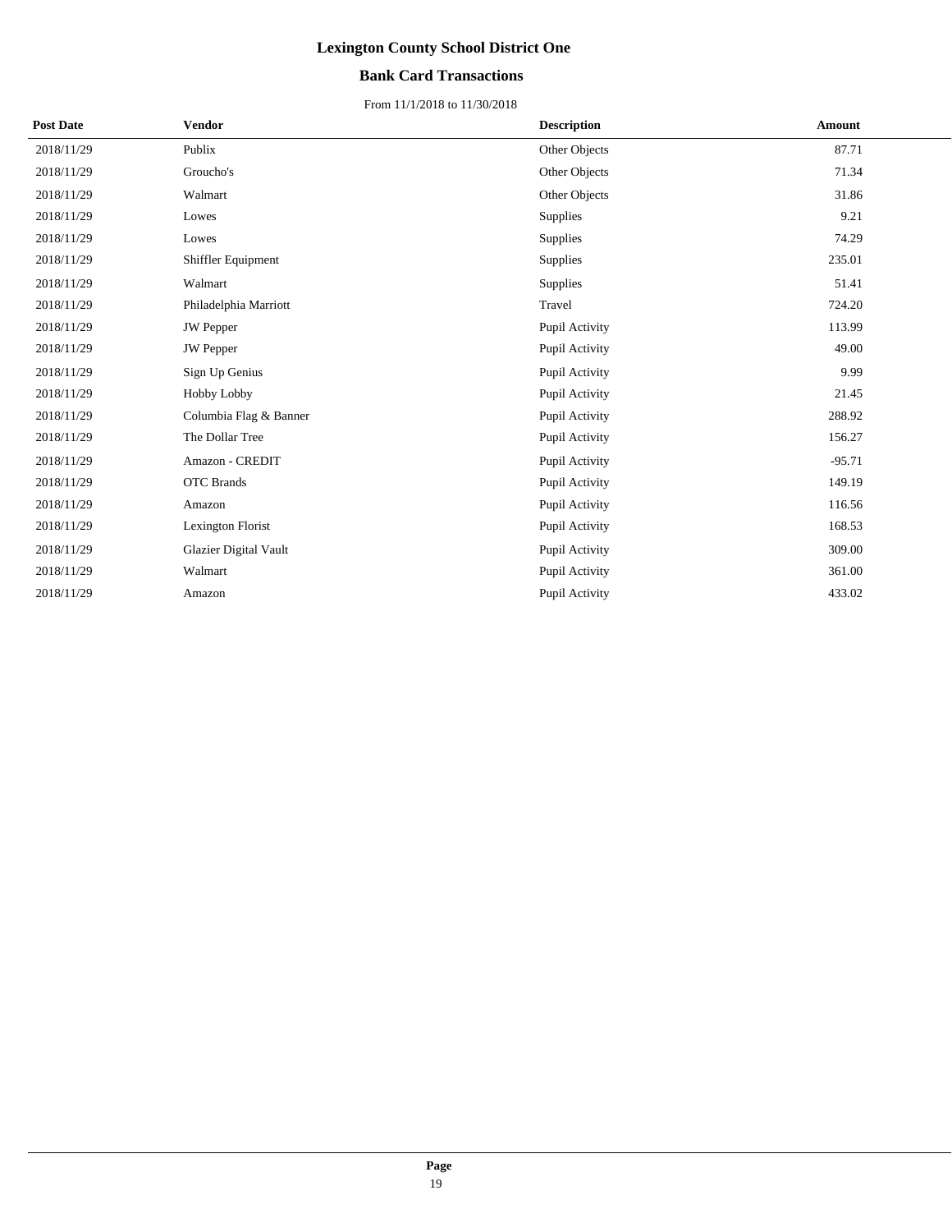# Lexington County School District One

## Bank Card Transactions

From 11/1/2018 to 11/30/2018

| Post Date | Vendor | Description | Amount |
|---|---|---|---|
| 2018/11/29 | Publix | Other Objects | 87.71 |
| 2018/11/29 | Groucho's | Other Objects | 71.34 |
| 2018/11/29 | Walmart | Other Objects | 31.86 |
| 2018/11/29 | Lowes | Supplies | 9.21 |
| 2018/11/29 | Lowes | Supplies | 74.29 |
| 2018/11/29 | Shiffler Equipment | Supplies | 235.01 |
| 2018/11/29 | Walmart | Supplies | 51.41 |
| 2018/11/29 | Philadelphia Marriott | Travel | 724.20 |
| 2018/11/29 | JW Pepper | Pupil Activity | 113.99 |
| 2018/11/29 | JW Pepper | Pupil Activity | 49.00 |
| 2018/11/29 | Sign Up Genius | Pupil Activity | 9.99 |
| 2018/11/29 | Hobby Lobby | Pupil Activity | 21.45 |
| 2018/11/29 | Columbia Flag & Banner | Pupil Activity | 288.92 |
| 2018/11/29 | The Dollar Tree | Pupil Activity | 156.27 |
| 2018/11/29 | Amazon - CREDIT | Pupil Activity | -95.71 |
| 2018/11/29 | OTC Brands | Pupil Activity | 149.19 |
| 2018/11/29 | Amazon | Pupil Activity | 116.56 |
| 2018/11/29 | Lexington Florist | Pupil Activity | 168.53 |
| 2018/11/29 | Glazier Digital Vault | Pupil Activity | 309.00 |
| 2018/11/29 | Walmart | Pupil Activity | 361.00 |
| 2018/11/29 | Amazon | Pupil Activity | 433.02 |